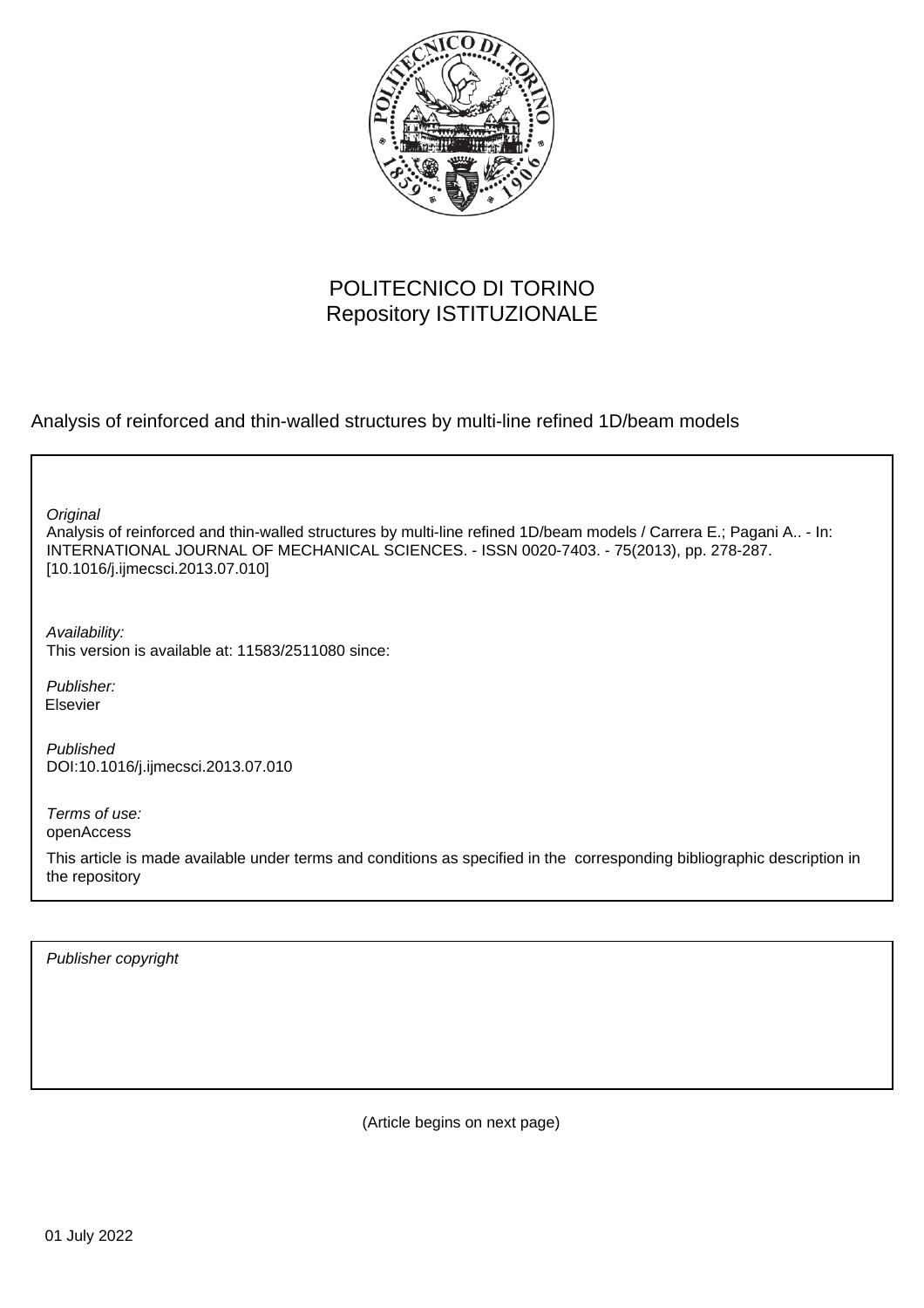POLITECNICO DI TORINO
Repository ISTITUZIONALE

Analysis of reinforced and thin-walled structures by multi-line refined 1D/beam models

*Original*
Analysis of reinforced and thin-walled structures by multi-line refined 1D/beam models / Carrera E.; Pagani A.. - In: INTERNATIONAL JOURNAL OF MECHANICAL SCIENCES. - ISSN 0020-7403. - 75(2013), pp. 278-287. [10.1016/j.ijmecsci.2013.07.010]

*Availability:*
This version is available at: 11583/2511080 since:

*Publisher:*
Elsevier

*Published*
DOI:10.1016/j.ijmecsci.2013.07.010

*Terms of use:*
openAccess

This article is made available under terms and conditions as specified in the corresponding bibliographic description in the repository

*Publisher copyright*

(Article begins on next page)

01 July 2022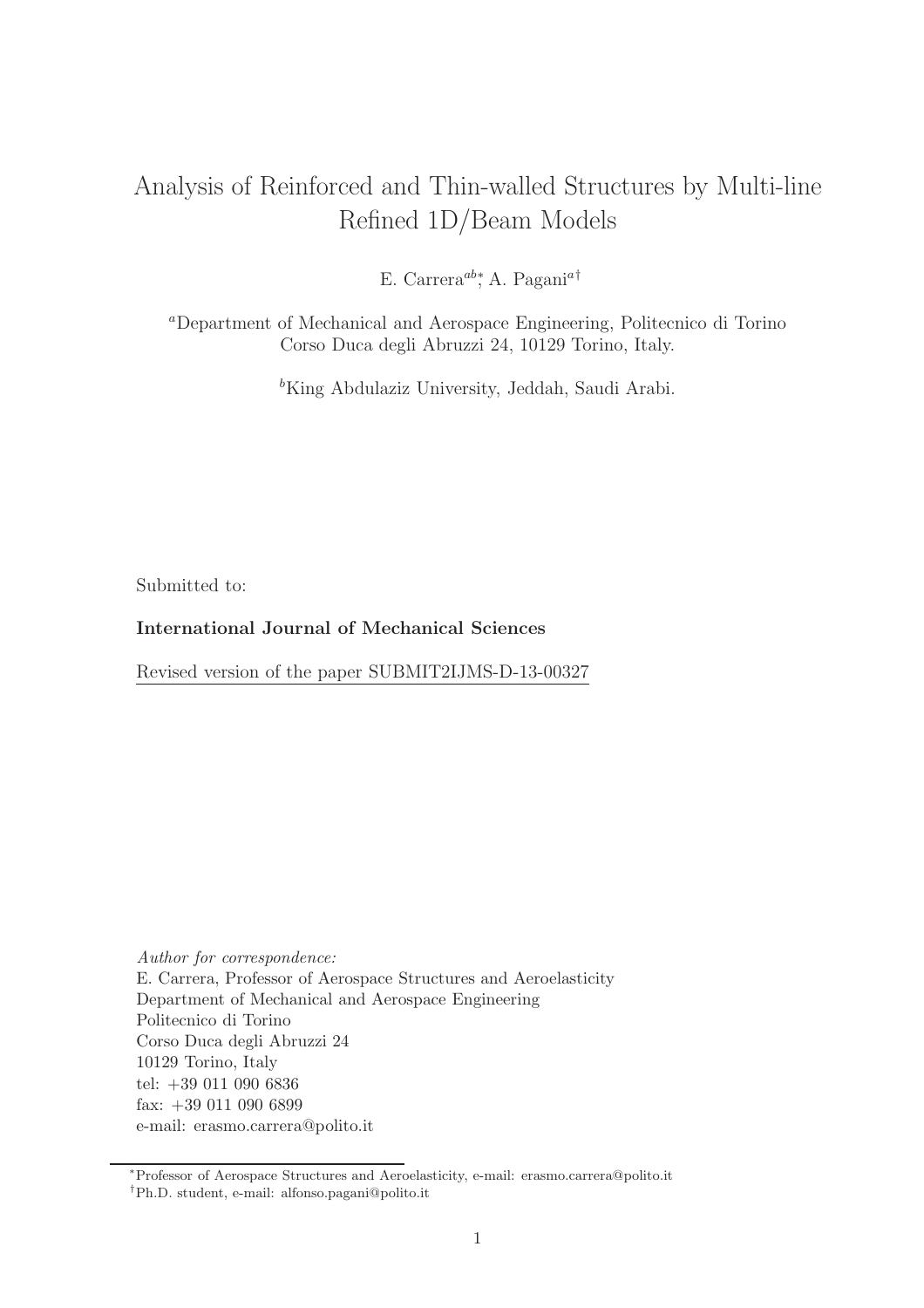# Analysis of Reinforced and Thin-walled Structures by Multi-line Refined 1D/Beam Models

E. Carrera[ab]*, A. Pagani[a]†

[a]Department of Mechanical and Aerospace Engineering, Politecnico di Torino
Corso Duca degli Abruzzi 24, 10129 Torino, Italy.

[b]King Abdulaziz University, Jeddah, Saudi Arabi.

Submitted to:

**International Journal of Mechanical Sciences**

Revised version of the paper SUBMIT2IJMS-D-13-00327

*Author for correspondence:*
E. Carrera, Professor of Aerospace Structures and Aeroelasticity
Department of Mechanical and Aerospace Engineering
Politecnico di Torino
Corso Duca degli Abruzzi 24
10129 Torino, Italy
tel: +39 011 090 6836
fax: +39 011 090 6899
e-mail: erasmo.carrera@polito.it

*Professor of Aerospace Structures and Aeroelasticity, e-mail: erasmo.carrera@polito.it
†Ph.D. student, e-mail: alfonso.pagani@polito.it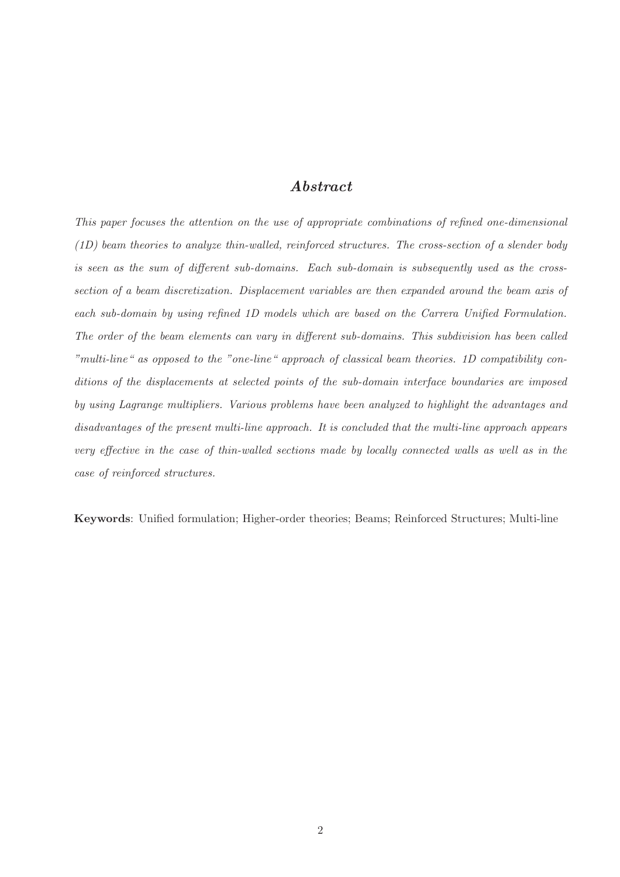## *Abstract*

*This paper focuses the attention on the use of appropriate combinations of refined one-dimensional (1D) beam theories to analyze thin-walled, reinforced structures. The cross-section of a slender body is seen as the sum of different sub-domains. Each sub-domain is subsequently used as the cross-section of a beam discretization. Displacement variables are then expanded around the beam axis of each sub-domain by using refined 1D models which are based on the Carrera Unified Formulation. The order of the beam elements can vary in different sub-domains. This subdivision has been called "multi-line" as opposed to the "one-line" approach of classical beam theories. 1D compatibility conditions of the displacements at selected points of the sub-domain interface boundaries are imposed by using Lagrange multipliers. Various problems have been analyzed to highlight the advantages and disadvantages of the present multi-line approach. It is concluded that the multi-line approach appears very effective in the case of thin-walled sections made by locally connected walls as well as in the case of reinforced structures.*

**Keywords**: Unified formulation; Higher-order theories; Beams; Reinforced Structures; Multi-line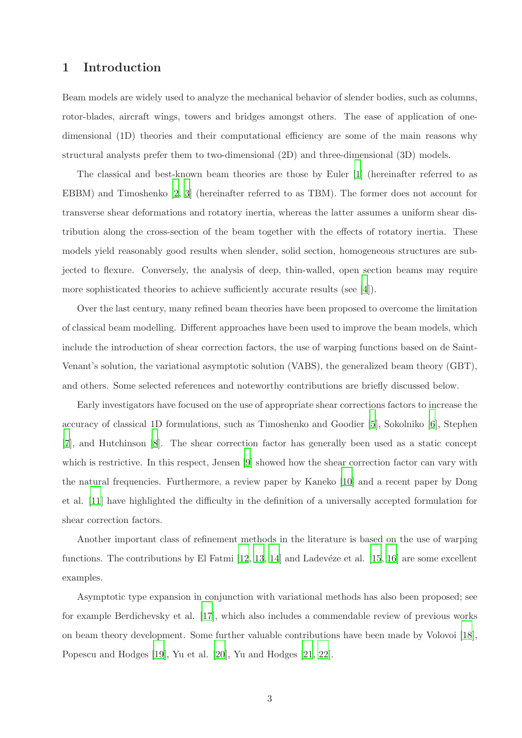## 1 Introduction

Beam models are widely used to analyze the mechanical behavior of slender bodies, such as columns, rotor-blades, aircraft wings, towers and bridges amongst others. The ease of application of one-dimensional (1D) theories and their computational efficiency are some of the main reasons why structural analysts prefer them to two-dimensional (2D) and three-dimensional (3D) models.

The classical and best-known beam theories are those by Euler [1] (hereinafter referred to as EBBM) and Timoshenko [2, 3] (hereinafter referred to as TBM). The former does not account for transverse shear deformations and rotatory inertia, whereas the latter assumes a uniform shear distribution along the cross-section of the beam together with the effects of rotatory inertia. These models yield reasonably good results when slender, solid section, homogeneous structures are subjected to flexure. Conversely, the analysis of deep, thin-walled, open section beams may require more sophisticated theories to achieve sufficiently accurate results (see [4]).

Over the last century, many refined beam theories have been proposed to overcome the limitation of classical beam modelling. Different approaches have been used to improve the beam models, which include the introduction of shear correction factors, the use of warping functions based on de Saint-Venant's solution, the variational asymptotic solution (VABS), the generalized beam theory (GBT), and others. Some selected references and noteworthy contributions are briefly discussed below.

Early investigators have focused on the use of appropriate shear corrections factors to increase the accuracy of classical 1D formulations, such as Timoshenko and Goodier [5], Sokolniko [6], Stephen [7], and Hutchinson [8]. The shear correction factor has generally been used as a static concept which is restrictive. In this respect, Jensen [9] showed how the shear correction factor can vary with the natural frequencies. Furthermore, a review paper by Kaneko [10] and a recent paper by Dong et al. [11] have highlighted the difficulty in the definition of a universally accepted formulation for shear correction factors.

Another important class of refinement methods in the literature is based on the use of warping functions. The contributions by El Fatmi [12, 13, 14] and Ladevéze et al. [15, 16] are some excellent examples.

Asymptotic type expansion in conjunction with variational methods has also been proposed; see for example Berdichevsky et al. [17], which also includes a commendable review of previous works on beam theory development. Some further valuable contributions have been made by Volovoi [18], Popescu and Hodges [19], Yu et al. [20], Yu and Hodges [21, 22].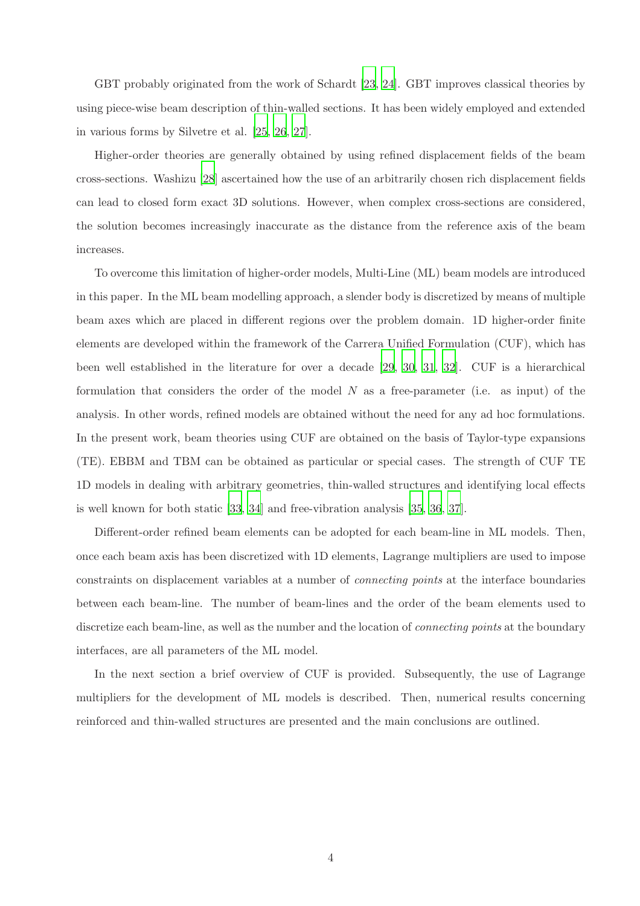GBT probably originated from the work of Schardt [23, 24]. GBT improves classical theories by using piece-wise beam description of thin-walled sections. It has been widely employed and extended in various forms by Silvetre et al. [25, 26, 27].

Higher-order theories are generally obtained by using refined displacement fields of the beam cross-sections. Washizu [28] ascertained how the use of an arbitrarily chosen rich displacement fields can lead to closed form exact 3D solutions. However, when complex cross-sections are considered, the solution becomes increasingly inaccurate as the distance from the reference axis of the beam increases.

To overcome this limitation of higher-order models, Multi-Line (ML) beam models are introduced in this paper. In the ML beam modelling approach, a slender body is discretized by means of multiple beam axes which are placed in different regions over the problem domain. 1D higher-order finite elements are developed within the framework of the Carrera Unified Formulation (CUF), which has been well established in the literature for over a decade [29, 30, 31, 32]. CUF is a hierarchical formulation that considers the order of the model $N$ as a free-parameter (i.e. as input) of the analysis. In other words, refined models are obtained without the need for any ad hoc formulations. In the present work, beam theories using CUF are obtained on the basis of Taylor-type expansions (TE). EBBM and TBM can be obtained as particular or special cases. The strength of CUF TE 1D models in dealing with arbitrary geometries, thin-walled structures and identifying local effects is well known for both static [33, 34] and free-vibration analysis [35, 36, 37].

Different-order refined beam elements can be adopted for each beam-line in ML models. Then, once each beam axis has been discretized with 1D elements, Lagrange multipliers are used to impose constraints on displacement variables at a number of *connecting points* at the interface boundaries between each beam-line. The number of beam-lines and the order of the beam elements used to discretize each beam-line, as well as the number and the location of *connecting points* at the boundary interfaces, are all parameters of the ML model.

In the next section a brief overview of CUF is provided. Subsequently, the use of Lagrange multipliers for the development of ML models is described. Then, numerical results concerning reinforced and thin-walled structures are presented and the main conclusions are outlined.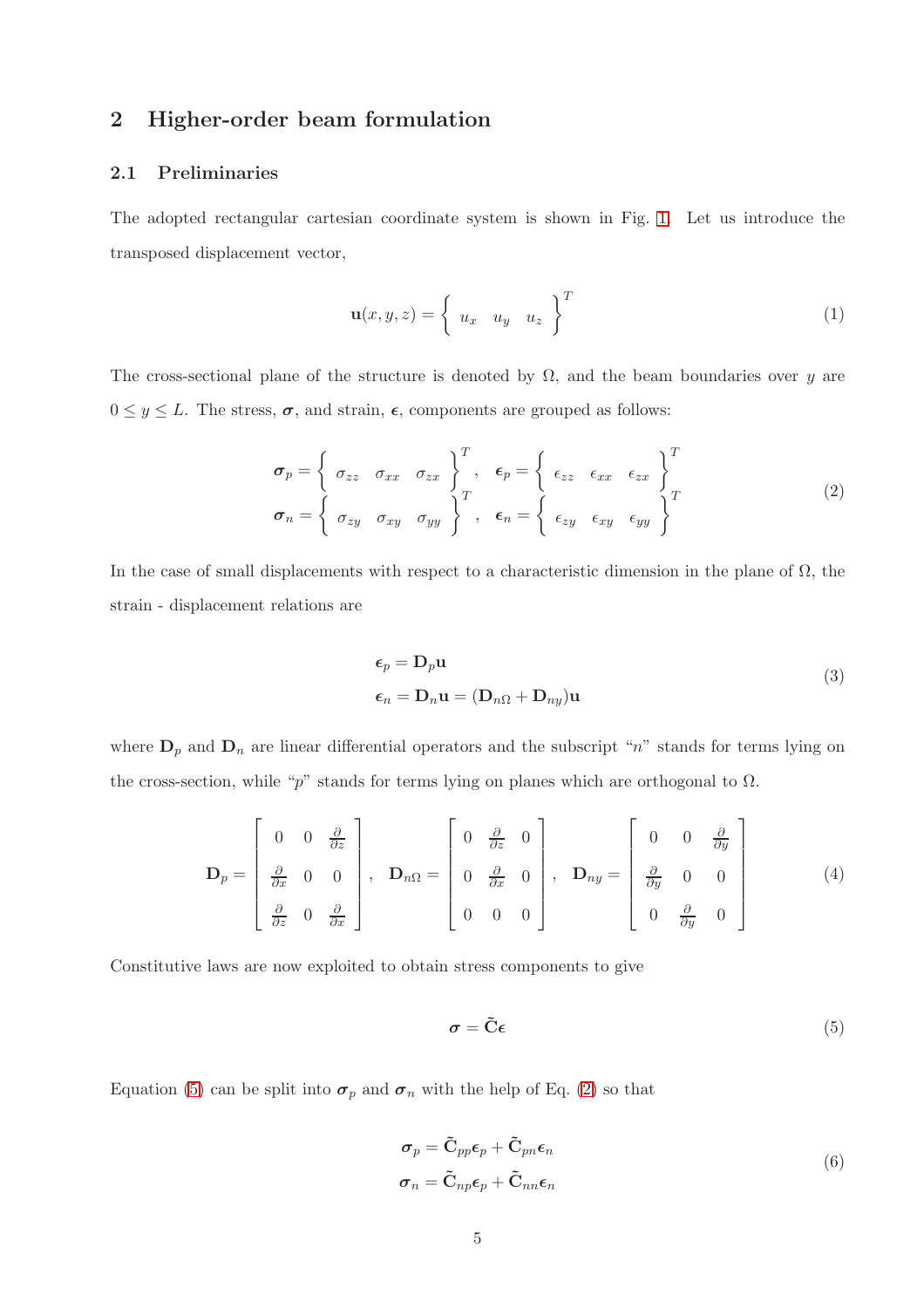## 2 Higher-order beam formulation

### 2.1 Preliminaries

The adopted rectangular cartesian coordinate system is shown in Fig. 1. Let us introduce the transposed displacement vector,

$$\mathbf{u}(x,y,z) = \left\{ \begin{array}{ccc} u_x & u_y & u_z \end{array} \right\}^T \tag{1}$$

The cross-sectional plane of the structure is denoted by $\Omega$, and the beam boundaries over $y$ are $0 \leq y \leq L$. The stress, $\boldsymbol{\sigma}$, and strain, $\boldsymbol{\epsilon}$, components are grouped as follows:

$$\begin{array}{ll} \boldsymbol{\sigma}_p = \left\{ \begin{array}{ccc} \sigma_{zz} & \sigma_{xx} & \sigma_{zx} \end{array} \right\}^T, & \boldsymbol{\epsilon}_p = \left\{ \begin{array}{ccc} \epsilon_{zz} & \epsilon_{xx} & \epsilon_{zx} \end{array} \right\}^T \\ \boldsymbol{\sigma}_n = \left\{ \begin{array}{ccc} \sigma_{zy} & \sigma_{xy} & \sigma_{yy} \end{array} \right\}^T, & \boldsymbol{\epsilon}_n = \left\{ \begin{array}{ccc} \epsilon_{zy} & \epsilon_{xy} & \epsilon_{yy} \end{array} \right\}^T \end{array} \tag{2}$$

In the case of small displacements with respect to a characteristic dimension in the plane of $\Omega$, the strain - displacement relations are

$$\begin{aligned} \boldsymbol{\epsilon}_p &= \mathbf{D}_p \mathbf{u} \\ \boldsymbol{\epsilon}_n &= \mathbf{D}_n \mathbf{u} = (\mathbf{D}_{n\Omega} + \mathbf{D}_{ny})\mathbf{u} \end{aligned} \tag{3}$$

where $\mathbf{D}_p$ and $\mathbf{D}_n$ are linear differential operators and the subscript "$n$" stands for terms lying on the cross-section, while "$p$" stands for terms lying on planes which are orthogonal to $\Omega$.

$$\mathbf{D}_p = \begin{bmatrix} 0 & 0 & \frac{\partial}{\partial z} \\ \frac{\partial}{\partial x} & 0 & 0 \\ \frac{\partial}{\partial z} & 0 & \frac{\partial}{\partial x} \end{bmatrix}, \quad \mathbf{D}_{n\Omega} = \begin{bmatrix} 0 & \frac{\partial}{\partial z} & 0 \\ 0 & \frac{\partial}{\partial x} & 0 \\ 0 & 0 & 0 \end{bmatrix}, \quad \mathbf{D}_{ny} = \begin{bmatrix} 0 & 0 & \frac{\partial}{\partial y} \\ \frac{\partial}{\partial y} & 0 & 0 \\ 0 & \frac{\partial}{\partial y} & 0 \end{bmatrix} \tag{4}$$

Constitutive laws are now exploited to obtain stress components to give

$$\boldsymbol{\sigma} = \tilde{\mathbf{C}} \boldsymbol{\epsilon} \tag{5}$$

Equation (5) can be split into $\boldsymbol{\sigma}_p$ and $\boldsymbol{\sigma}_n$ with the help of Eq. (2) so that

$$\begin{aligned} \boldsymbol{\sigma}_p &= \tilde{\mathbf{C}}_{pp} \boldsymbol{\epsilon}_p + \tilde{\mathbf{C}}_{pn} \boldsymbol{\epsilon}_n \\ \boldsymbol{\sigma}_n &= \tilde{\mathbf{C}}_{np} \boldsymbol{\epsilon}_p + \tilde{\mathbf{C}}_{nn} \boldsymbol{\epsilon}_n \end{aligned} \tag{6}$$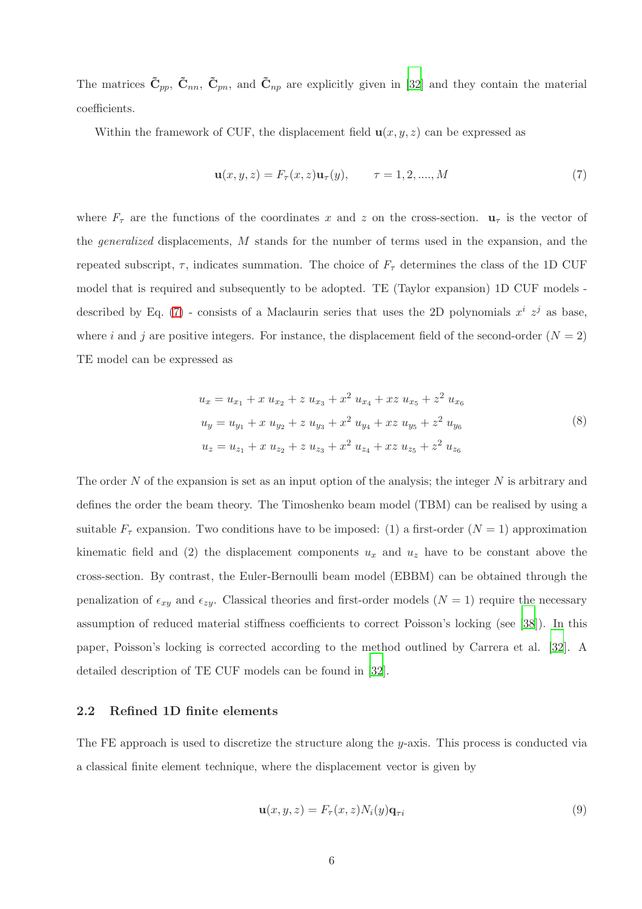The matrices $\tilde{\mathbf{C}}_{pp}$, $\tilde{\mathbf{C}}_{nn}$, $\tilde{\mathbf{C}}_{pn}$, and $\tilde{\mathbf{C}}_{np}$ are explicitly given in [32] and they contain the material coefficients.

Within the framework of CUF, the displacement field $\mathbf{u}(x, y, z)$ can be expressed as

$$\mathbf{u}(x, y, z) = F_\tau(x, z)\mathbf{u}_\tau(y), \qquad \tau = 1, 2, ...., M \tag{7}$$

where $F_\tau$ are the functions of the coordinates $x$ and $z$ on the cross-section. $\mathbf{u}_\tau$ is the vector of the *generalized* displacements, $M$ stands for the number of terms used in the expansion, and the repeated subscript, $\tau$, indicates summation. The choice of $F_\tau$ determines the class of the 1D CUF model that is required and subsequently to be adopted. TE (Taylor expansion) 1D CUF models - described by Eq. (7) - consists of a Maclaurin series that uses the 2D polynomials $x^i$ $z^j$ as base, where $i$ and $j$ are positive integers. For instance, the displacement field of the second-order ($N = 2$) TE model can be expressed as

$$\begin{aligned}
u_x &= u_{x_1} + x\ u_{x_2} + z\ u_{x_3} + x^2\ u_{x_4} + xz\ u_{x_5} + z^2\ u_{x_6} \\
u_y &= u_{y_1} + x\ u_{y_2} + z\ u_{y_3} + x^2\ u_{y_4} + xz\ u_{y_5} + z^2\ u_{y_6} \\
u_z &= u_{z_1} + x\ u_{z_2} + z\ u_{z_3} + x^2\ u_{z_4} + xz\ u_{z_5} + z^2\ u_{z_6}
\end{aligned} \tag{8}$$

The order $N$ of the expansion is set as an input option of the analysis; the integer $N$ is arbitrary and defines the order the beam theory. The Timoshenko beam model (TBM) can be realised by using a suitable $F_\tau$ expansion. Two conditions have to be imposed: (1) a first-order ($N = 1$) approximation kinematic field and (2) the displacement components $u_x$ and $u_z$ have to be constant above the cross-section. By contrast, the Euler-Bernoulli beam model (EBBM) can be obtained through the penalization of $\epsilon_{xy}$ and $\epsilon_{zy}$. Classical theories and first-order models ($N = 1$) require the necessary assumption of reduced material stiffness coefficients to correct Poisson's locking (see [38]). In this paper, Poisson's locking is corrected according to the method outlined by Carrera et al. [32]. A detailed description of TE CUF models can be found in [32].

### 2.2 Refined 1D finite elements

The FE approach is used to discretize the structure along the $y$-axis. This process is conducted via a classical finite element technique, where the displacement vector is given by

$$\mathbf{u}(x, y, z) = F_\tau(x, z)N_i(y)\mathbf{q}_{\tau i} \tag{9}$$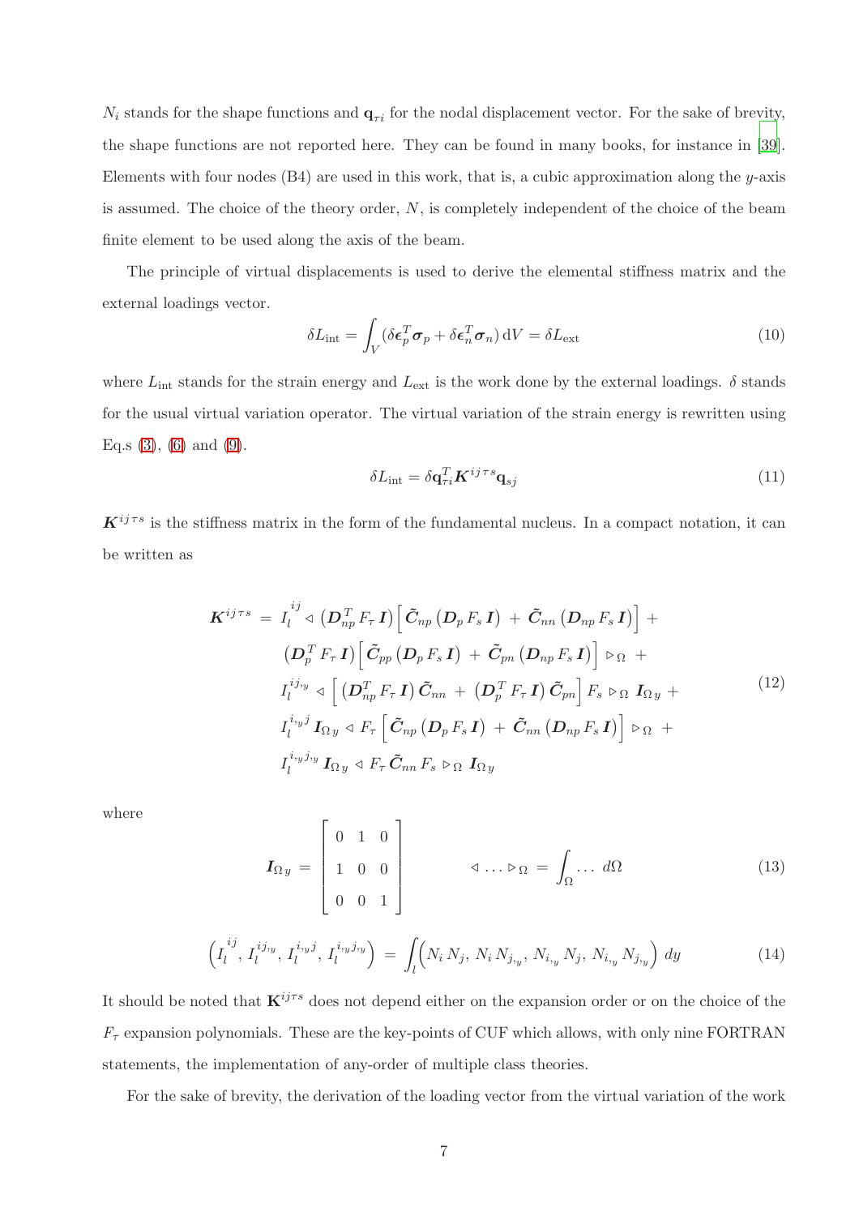$N_i$ stands for the shape functions and $\mathbf{q}_{\tau i}$ for the nodal displacement vector. For the sake of brevity, the shape functions are not reported here. They can be found in many books, for instance in [39]. Elements with four nodes (B4) are used in this work, that is, a cubic approximation along the $y$-axis is assumed. The choice of the theory order, $N$, is completely independent of the choice of the beam finite element to be used along the axis of the beam.

The principle of virtual displacements is used to derive the elemental stiffness matrix and the external loadings vector.

$$\delta L_{\text{int}} = \int_V (\delta \boldsymbol{\epsilon}_p^T \boldsymbol{\sigma}_p + \delta \boldsymbol{\epsilon}_n^T \boldsymbol{\sigma}_n) \, \mathrm{d}V = \delta L_{\text{ext}} \tag{10}$$

where $L_{\text{int}}$ stands for the strain energy and $L_{\text{ext}}$ is the work done by the external loadings. $\delta$ stands for the usual virtual variation operator. The virtual variation of the strain energy is rewritten using Eq.s (3), (6) and (9).

$$\delta L_{\text{int}} = \delta \mathbf{q}_{\tau i}^T \boldsymbol{K}^{ij\tau s} \mathbf{q}_{sj} \tag{11}$$

$\boldsymbol{K}^{ij\tau s}$ is the stiffness matrix in the form of the fundamental nucleus. In a compact notation, it can be written as

$$
\begin{aligned}
\boldsymbol{K}^{ij\tau s} \, = \, & I_l^{ij} \triangleleft \left(\boldsymbol{D}_{np}^T F_\tau \boldsymbol{I}\right) \Big[ \tilde{\boldsymbol{C}}_{np} \left(\boldsymbol{D}_p F_s \boldsymbol{I}\right) \, + \, \tilde{\boldsymbol{C}}_{nn} \left(\boldsymbol{D}_{np} F_s \boldsymbol{I}\right) \Big] \, + \\
& \left(\boldsymbol{D}_p^T F_\tau \boldsymbol{I}\right) \Big[ \tilde{\boldsymbol{C}}_{pp} \left(\boldsymbol{D}_p F_s \boldsymbol{I}\right) \, + \, \tilde{\boldsymbol{C}}_{pn} \left(\boldsymbol{D}_{np} F_s \boldsymbol{I}\right) \Big] \triangleright_\Omega \, + \\
& I_l^{ij_{,y}} \triangleleft \Big[ \left(\boldsymbol{D}_{np}^T F_\tau \boldsymbol{I}\right) \tilde{\boldsymbol{C}}_{nn} \, + \, \left(\boldsymbol{D}_p^T F_\tau \boldsymbol{I}\right) \tilde{\boldsymbol{C}}_{pn} \Big] F_s \triangleright_\Omega \boldsymbol{I}_{\Omega y} \, + \\
& I_l^{i_{,y}j} \boldsymbol{I}_{\Omega y} \triangleleft F_\tau \Big[ \tilde{\boldsymbol{C}}_{np} \left(\boldsymbol{D}_p F_s \boldsymbol{I}\right) \, + \, \tilde{\boldsymbol{C}}_{nn} \left(\boldsymbol{D}_{np} F_s \boldsymbol{I}\right) \Big] \triangleright_\Omega \, + \\
& I_l^{i_{,y}j_{,y}} \boldsymbol{I}_{\Omega y} \triangleleft F_\tau \tilde{\boldsymbol{C}}_{nn} F_s \triangleright_\Omega \boldsymbol{I}_{\Omega y}
\end{aligned}
\tag{12}
$$

where

$$\boldsymbol{I}_{\Omega y} = \begin{bmatrix} 0 & 1 & 0 \\ 1 & 0 & 0 \\ 0 & 0 & 1 \end{bmatrix} \qquad \triangleleft \ldots \triangleright_\Omega = \int_\Omega \ldots \, d\Omega \tag{13}$$

$$\left(I_l^{ij}, \, I_l^{ij_{,y}}, \, I_l^{i_{,y}j}, \, I_l^{i_{,y}j_{,y}}\right) = \int_l \Big( N_i \, N_j, \, N_i \, N_{j_{,y}}, \, N_{i_{,y}} \, N_j, \, N_{i_{,y}} \, N_{j_{,y}} \Big) \, dy \tag{14}$$

It should be noted that $\mathbf{K}^{ij\tau s}$ does not depend either on the expansion order or on the choice of the $F_\tau$ expansion polynomials. These are the key-points of CUF which allows, with only nine FORTRAN statements, the implementation of any-order of multiple class theories.

For the sake of brevity, the derivation of the loading vector from the virtual variation of the work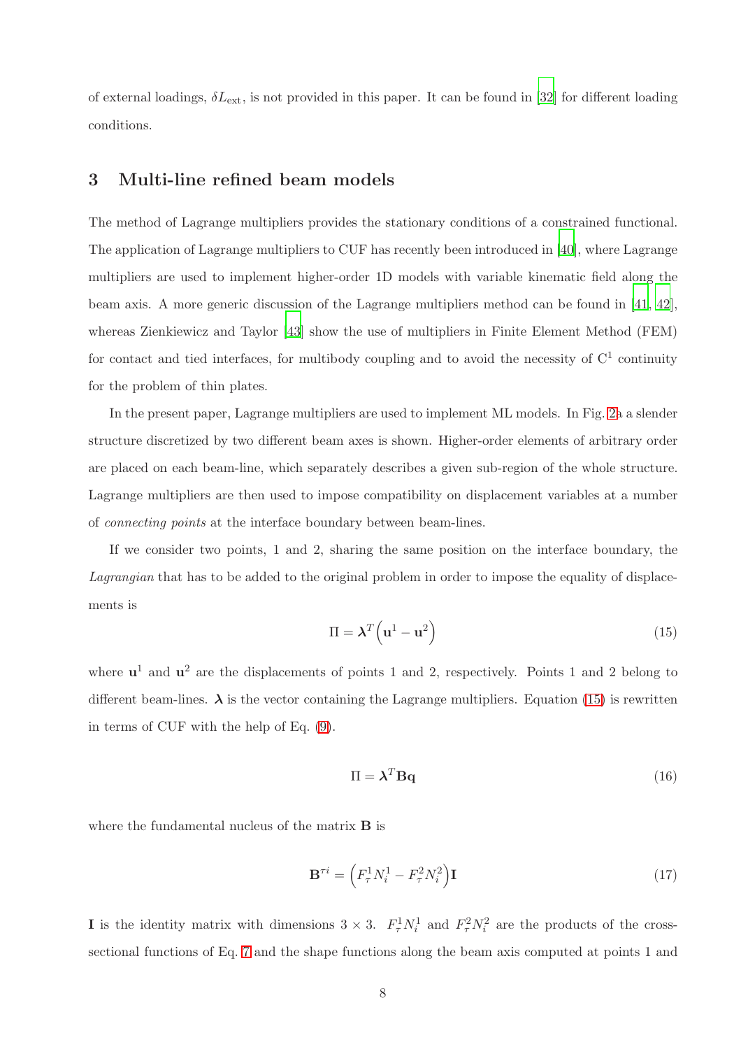of external loadings, $\delta L_{\text{ext}}$, is not provided in this paper. It can be found in [32] for different loading conditions.

## 3 Multi-line refined beam models

The method of Lagrange multipliers provides the stationary conditions of a constrained functional. The application of Lagrange multipliers to CUF has recently been introduced in [40], where Lagrange multipliers are used to implement higher-order 1D models with variable kinematic field along the beam axis. A more generic discussion of the Lagrange multipliers method can be found in [41, 42], whereas Zienkiewicz and Taylor [43] show the use of multipliers in Finite Element Method (FEM) for contact and tied interfaces, for multibody coupling and to avoid the necessity of $C^1$ continuity for the problem of thin plates.

In the present paper, Lagrange multipliers are used to implement ML models. In Fig. 2a a slender structure discretized by two different beam axes is shown. Higher-order elements of arbitrary order are placed on each beam-line, which separately describes a given sub-region of the whole structure. Lagrange multipliers are then used to impose compatibility on displacement variables at a number of *connecting points* at the interface boundary between beam-lines.

If we consider two points, 1 and 2, sharing the same position on the interface boundary, the *Lagrangian* that has to be added to the original problem in order to impose the equality of displacements is

$$\Pi = \boldsymbol{\lambda}^T \left( \mathbf{u}^1 - \mathbf{u}^2 \right) \tag{15}$$

where $\mathbf{u}^1$ and $\mathbf{u}^2$ are the displacements of points 1 and 2, respectively. Points 1 and 2 belong to different beam-lines. $\boldsymbol{\lambda}$ is the vector containing the Lagrange multipliers. Equation (15) is rewritten in terms of CUF with the help of Eq. (9).

$$\Pi = \boldsymbol{\lambda}^T \mathbf{B} \mathbf{q} \tag{16}$$

where the fundamental nucleus of the matrix $\mathbf{B}$ is

$$\mathbf{B}^{\tau i} = \left( F_\tau^1 N_i^1 - F_\tau^2 N_i^2 \right) \mathbf{I} \tag{17}$$

$\mathbf{I}$ is the identity matrix with dimensions $3 \times 3$. $F_\tau^1 N_i^1$ and $F_\tau^2 N_i^2$ are the products of the cross-sectional functions of Eq. 7 and the shape functions along the beam axis computed at points 1 and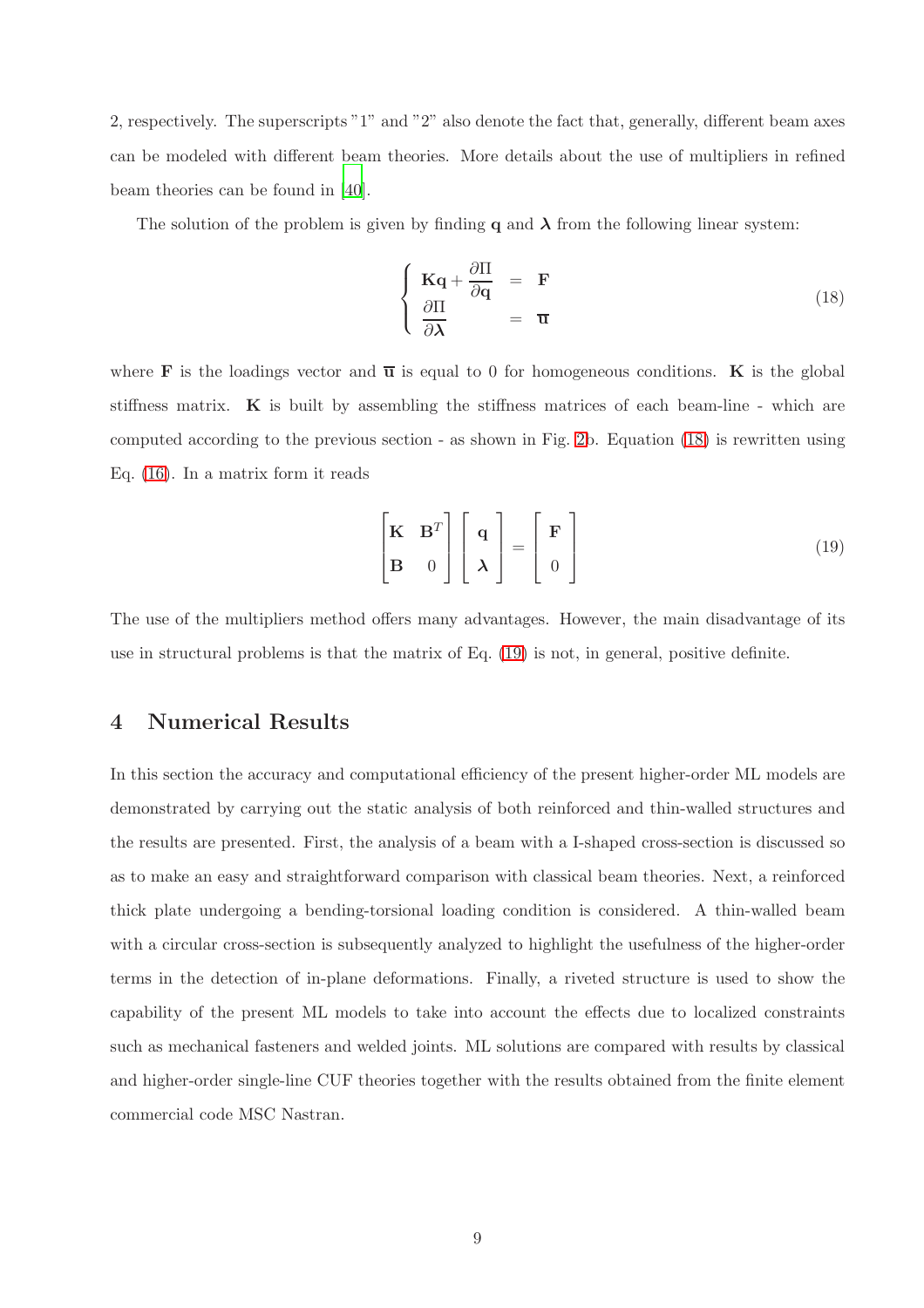2, respectively. The superscripts "1" and "2" also denote the fact that, generally, different beam axes can be modeled with different beam theories. More details about the use of multipliers in refined beam theories can be found in [40].

The solution of the problem is given by finding $\mathbf{q}$ and $\boldsymbol{\lambda}$ from the following linear system:

$$
\left\{
\begin{array}{lcl}
\mathbf{K}\mathbf{q} + \dfrac{\partial \Pi}{\partial \mathbf{q}} & = & \mathbf{F} \\
\dfrac{\partial \Pi}{\partial \boldsymbol{\lambda}} & = & \overline{\mathbf{u}}
\end{array}
\right.
\tag{18}
$$

where $\mathbf{F}$ is the loadings vector and $\overline{\mathbf{u}}$ is equal to 0 for homogeneous conditions. $\mathbf{K}$ is the global stiffness matrix. $\mathbf{K}$ is built by assembling the stiffness matrices of each beam-line - which are computed according to the previous section - as shown in Fig. 2b. Equation (18) is rewritten using Eq. (16). In a matrix form it reads

$$
\begin{bmatrix} \mathbf{K} & \mathbf{B}^T \\ \mathbf{B} & 0 \end{bmatrix}
\begin{bmatrix} \mathbf{q} \\ \boldsymbol{\lambda} \end{bmatrix}
=
\begin{bmatrix} \mathbf{F} \\ 0 \end{bmatrix}
\tag{19}
$$

The use of the multipliers method offers many advantages. However, the main disadvantage of its use in structural problems is that the matrix of Eq. (19) is not, in general, positive definite.

## 4 Numerical Results

In this section the accuracy and computational efficiency of the present higher-order ML models are demonstrated by carrying out the static analysis of both reinforced and thin-walled structures and the results are presented. First, the analysis of a beam with a I-shaped cross-section is discussed so as to make an easy and straightforward comparison with classical beam theories. Next, a reinforced thick plate undergoing a bending-torsional loading condition is considered. A thin-walled beam with a circular cross-section is subsequently analyzed to highlight the usefulness of the higher-order terms in the detection of in-plane deformations. Finally, a riveted structure is used to show the capability of the present ML models to take into account the effects due to localized constraints such as mechanical fasteners and welded joints. ML solutions are compared with results by classical and higher-order single-line CUF theories together with the results obtained from the finite element commercial code MSC Nastran.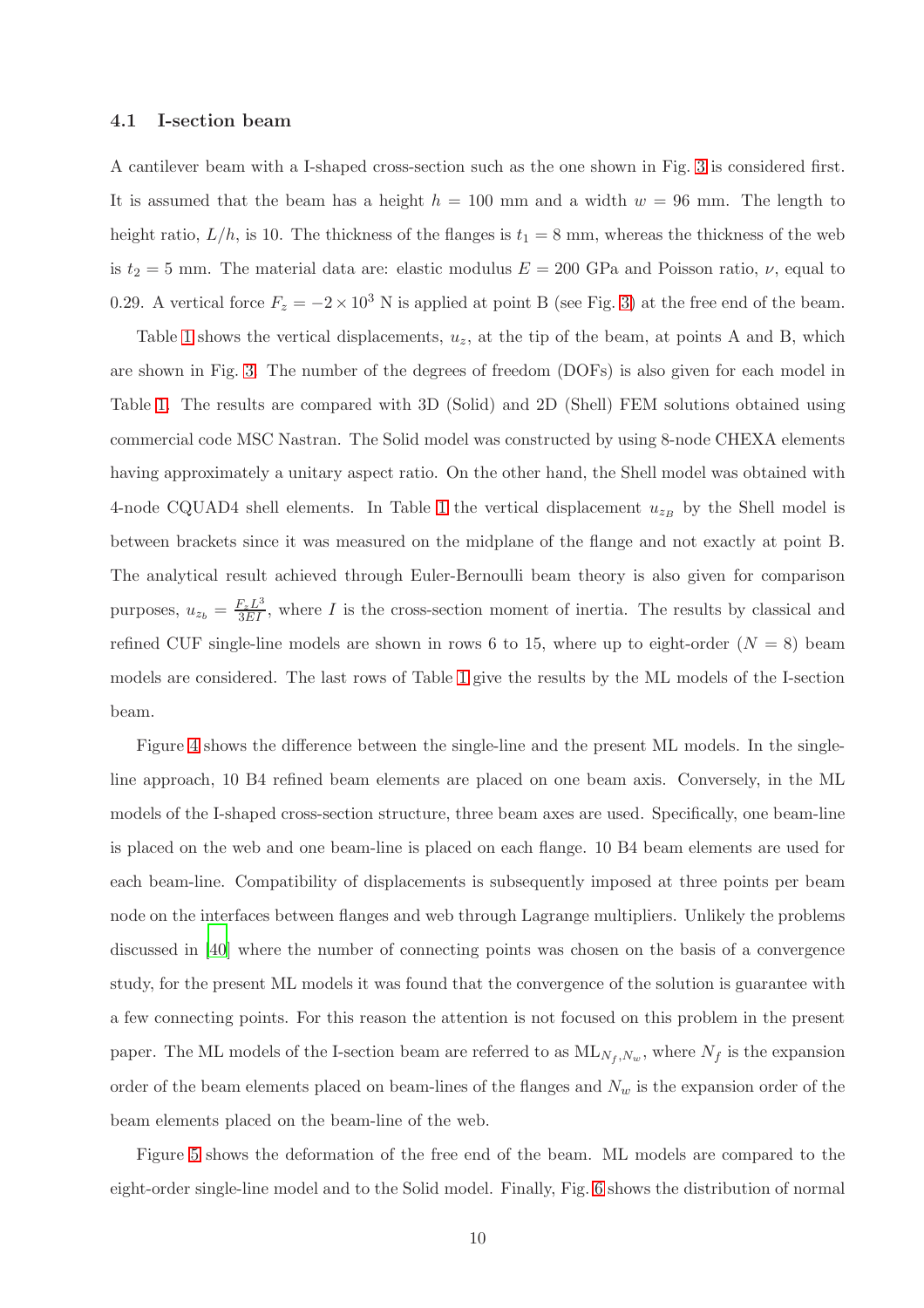### 4.1 I-section beam

A cantilever beam with a I-shaped cross-section such as the one shown in Fig. 3 is considered first. It is assumed that the beam has a height $h = 100$ mm and a width $w = 96$ mm. The length to height ratio, $L/h$, is 10. The thickness of the flanges is $t_1 = 8$ mm, whereas the thickness of the web is $t_2 = 5$ mm. The material data are: elastic modulus $E = 200$ GPa and Poisson ratio, $\nu$, equal to 0.29. A vertical force $F_z = -2 \times 10^3$ N is applied at point B (see Fig. 3) at the free end of the beam.

Table 1 shows the vertical displacements, $u_z$, at the tip of the beam, at points A and B, which are shown in Fig. 3. The number of the degrees of freedom (DOFs) is also given for each model in Table 1. The results are compared with 3D (Solid) and 2D (Shell) FEM solutions obtained using commercial code MSC Nastran. The Solid model was constructed by using 8-node CHEXA elements having approximately a unitary aspect ratio. On the other hand, the Shell model was obtained with 4-node CQUAD4 shell elements. In Table 1 the vertical displacement $u_{z_B}$ by the Shell model is between brackets since it was measured on the midplane of the flange and not exactly at point B. The analytical result achieved through Euler-Bernoulli beam theory is also given for comparison purposes, $u_{z_b} = \frac{F_z L^3}{3EI}$, where $I$ is the cross-section moment of inertia. The results by classical and refined CUF single-line models are shown in rows 6 to 15, where up to eight-order ($N = 8$) beam models are considered. The last rows of Table 1 give the results by the ML models of the I-section beam.

Figure 4 shows the difference between the single-line and the present ML models. In the single-line approach, 10 B4 refined beam elements are placed on one beam axis. Conversely, in the ML models of the I-shaped cross-section structure, three beam axes are used. Specifically, one beam-line is placed on the web and one beam-line is placed on each flange. 10 B4 beam elements are used for each beam-line. Compatibility of displacements is subsequently imposed at three points per beam node on the interfaces between flanges and web through Lagrange multipliers. Unlikely the problems discussed in [40] where the number of connecting points was chosen on the basis of a convergence study, for the present ML models it was found that the convergence of the solution is guarantee with a few connecting points. For this reason the attention is not focused on this problem in the present paper. The ML models of the I-section beam are referred to as $\text{ML}_{N_f,N_w}$, where $N_f$ is the expansion order of the beam elements placed on beam-lines of the flanges and $N_w$ is the expansion order of the beam elements placed on the beam-line of the web.

Figure 5 shows the deformation of the free end of the beam. ML models are compared to the eight-order single-line model and to the Solid model. Finally, Fig. 6 shows the distribution of normal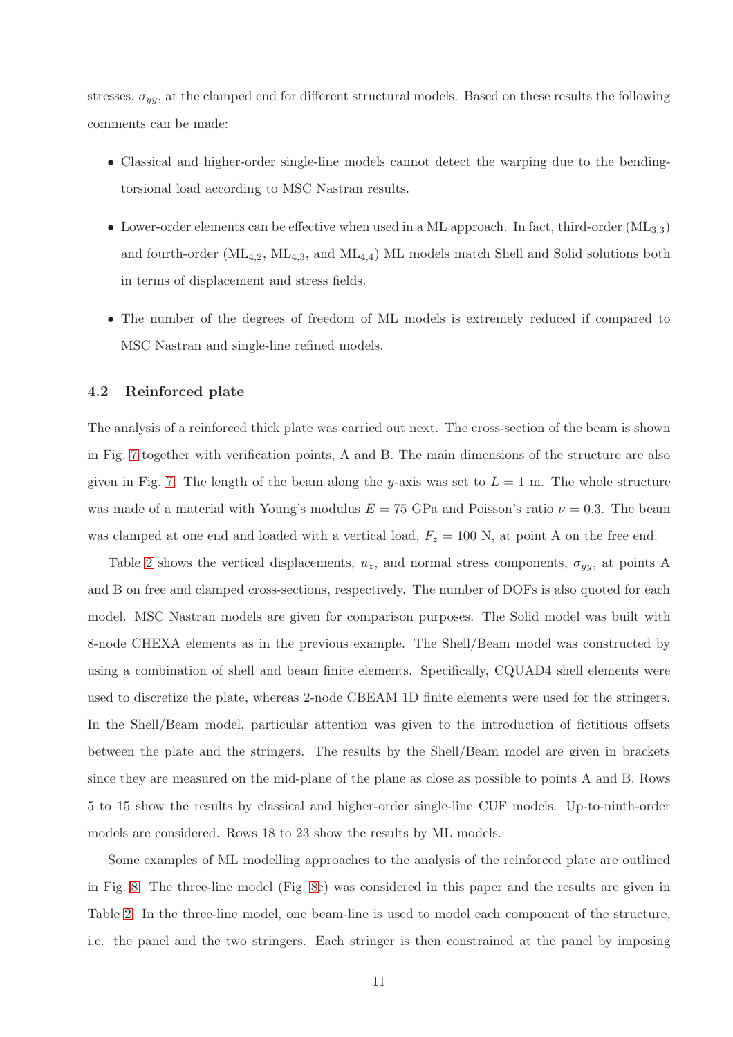stresses, $\sigma_{yy}$, at the clamped end for different structural models. Based on these results the following comments can be made:

- Classical and higher-order single-line models cannot detect the warping due to the bending-torsional load according to MSC Nastran results.
- Lower-order elements can be effective when used in a ML approach. In fact, third-order ($\text{ML}_{3,3}$) and fourth-order ($\text{ML}_{4,2}$, $\text{ML}_{4,3}$, and $\text{ML}_{4,4}$) ML models match Shell and Solid solutions both in terms of displacement and stress fields.
- The number of the degrees of freedom of ML models is extremely reduced if compared to MSC Nastran and single-line refined models.

### 4.2 Reinforced plate

The analysis of a reinforced thick plate was carried out next. The cross-section of the beam is shown in Fig. 7 together with verification points, A and B. The main dimensions of the structure are also given in Fig. 7. The length of the beam along the $y$-axis was set to $L = 1$ m. The whole structure was made of a material with Young's modulus $E = 75$ GPa and Poisson's ratio $\nu = 0.3$. The beam was clamped at one end and loaded with a vertical load, $F_z = 100$ N, at point A on the free end.

Table 2 shows the vertical displacements, $u_z$, and normal stress components, $\sigma_{yy}$, at points A and B on free and clamped cross-sections, respectively. The number of DOFs is also quoted for each model. MSC Nastran models are given for comparison purposes. The Solid model was built with 8-node CHEXA elements as in the previous example. The Shell/Beam model was constructed by using a combination of shell and beam finite elements. Specifically, CQUAD4 shell elements were used to discretize the plate, whereas 2-node CBEAM 1D finite elements were used for the stringers. In the Shell/Beam model, particular attention was given to the introduction of fictitious offsets between the plate and the stringers. The results by the Shell/Beam model are given in brackets since they are measured on the mid-plane of the plane as close as possible to points A and B. Rows 5 to 15 show the results by classical and higher-order single-line CUF models. Up-to-ninth-order models are considered. Rows 18 to 23 show the results by ML models.

Some examples of ML modelling approaches to the analysis of the reinforced plate are outlined in Fig. 8. The three-line model (Fig. 8c) was considered in this paper and the results are given in Table 2. In the three-line model, one beam-line is used to model each component of the structure, i.e. the panel and the two stringers. Each stringer is then constrained at the panel by imposing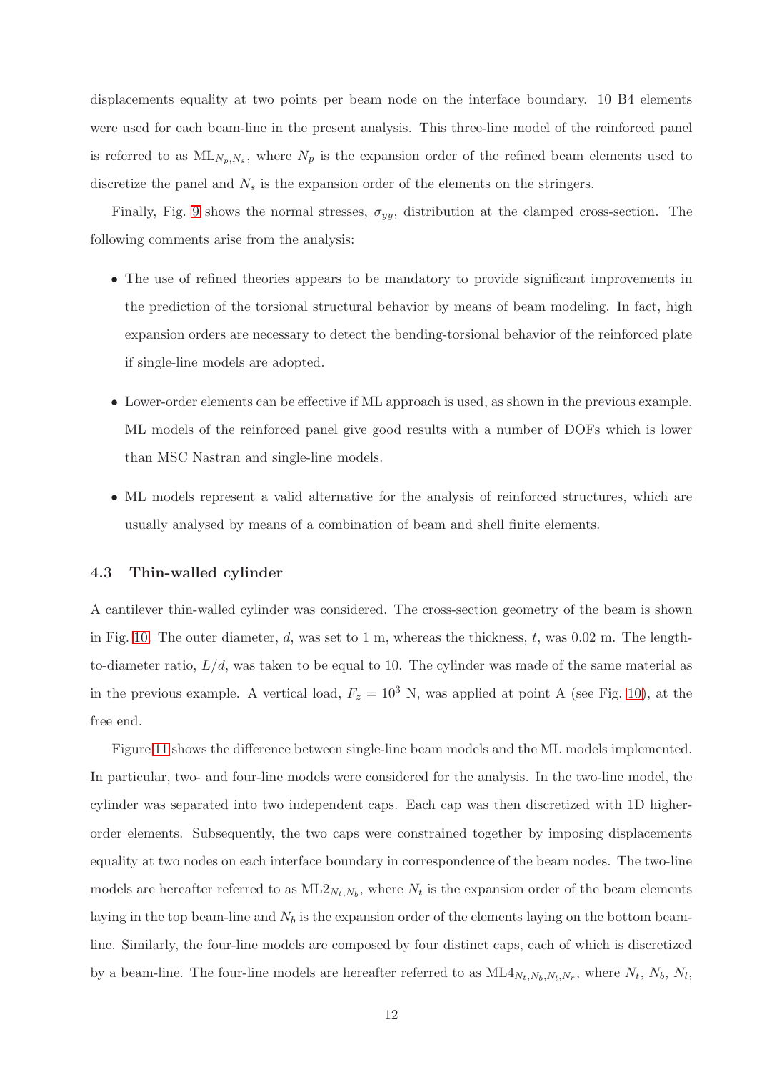displacements equality at two points per beam node on the interface boundary. 10 B4 elements were used for each beam-line in the present analysis. This three-line model of the reinforced panel is referred to as $\mathrm{ML}_{N_p,N_s}$, where $N_p$ is the expansion order of the refined beam elements used to discretize the panel and $N_s$ is the expansion order of the elements on the stringers.

Finally, Fig. 9 shows the normal stresses, $\sigma_{yy}$, distribution at the clamped cross-section. The following comments arise from the analysis:

- The use of refined theories appears to be mandatory to provide significant improvements in the prediction of the torsional structural behavior by means of beam modeling. In fact, high expansion orders are necessary to detect the bending-torsional behavior of the reinforced plate if single-line models are adopted.
- Lower-order elements can be effective if ML approach is used, as shown in the previous example. ML models of the reinforced panel give good results with a number of DOFs which is lower than MSC Nastran and single-line models.
- ML models represent a valid alternative for the analysis of reinforced structures, which are usually analysed by means of a combination of beam and shell finite elements.

### 4.3 Thin-walled cylinder

A cantilever thin-walled cylinder was considered. The cross-section geometry of the beam is shown in Fig. 10. The outer diameter, $d$, was set to 1 m, whereas the thickness, $t$, was 0.02 m. The length-to-diameter ratio, $L/d$, was taken to be equal to 10. The cylinder was made of the same material as in the previous example. A vertical load, $F_z = 10^3$ N, was applied at point A (see Fig. 10), at the free end.

Figure 11 shows the difference between single-line beam models and the ML models implemented. In particular, two- and four-line models were considered for the analysis. In the two-line model, the cylinder was separated into two independent caps. Each cap was then discretized with 1D higher-order elements. Subsequently, the two caps were constrained together by imposing displacements equality at two nodes on each interface boundary in correspondence of the beam nodes. The two-line models are hereafter referred to as $\mathrm{ML2}_{N_t,N_b}$, where $N_t$ is the expansion order of the beam elements laying in the top beam-line and $N_b$ is the expansion order of the elements laying on the bottom beam-line. Similarly, the four-line models are composed by four distinct caps, each of which is discretized by a beam-line. The four-line models are hereafter referred to as $\mathrm{ML4}_{N_t,N_b,N_l,N_r}$, where $N_t$, $N_b$, $N_l$,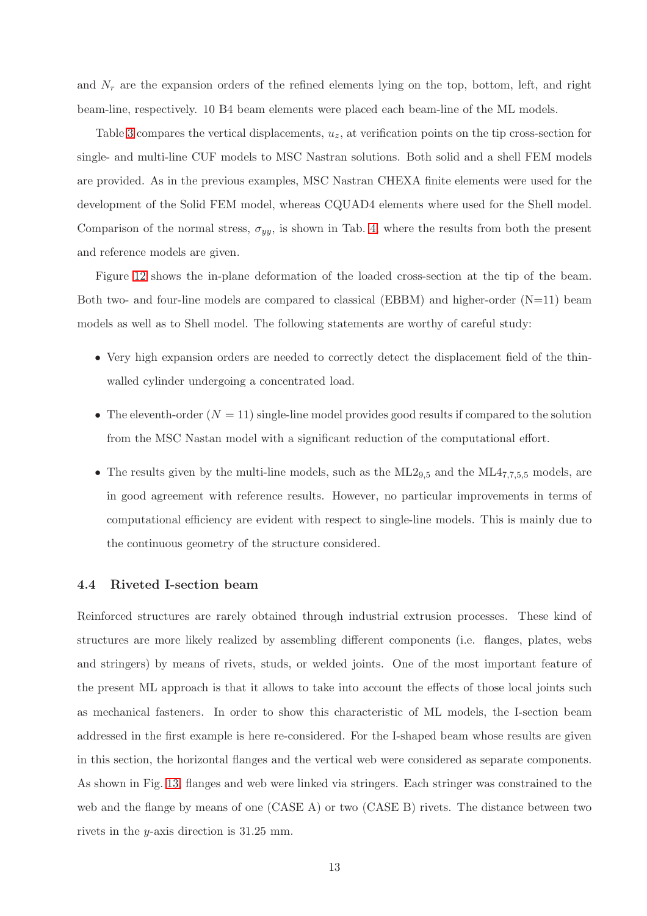and $N_r$ are the expansion orders of the refined elements lying on the top, bottom, left, and right beam-line, respectively. 10 B4 beam elements were placed each beam-line of the ML models.

Table 3 compares the vertical displacements, $u_z$, at verification points on the tip cross-section for single- and multi-line CUF models to MSC Nastran solutions. Both solid and a shell FEM models are provided. As in the previous examples, MSC Nastran CHEXA finite elements were used for the development of the Solid FEM model, whereas CQUAD4 elements where used for the Shell model. Comparison of the normal stress, $\sigma_{yy}$, is shown in Tab. 4, where the results from both the present and reference models are given.

Figure 12 shows the in-plane deformation of the loaded cross-section at the tip of the beam. Both two- and four-line models are compared to classical (EBBM) and higher-order (N=11) beam models as well as to Shell model. The following statements are worthy of careful study:

- Very high expansion orders are needed to correctly detect the displacement field of the thin-walled cylinder undergoing a concentrated load.
- The eleventh-order ($N = 11$) single-line model provides good results if compared to the solution from the MSC Nastan model with a significant reduction of the computational effort.
- The results given by the multi-line models, such as the $\text{ML2}_{9,5}$ and the $\text{ML4}_{7,7,5,5}$ models, are in good agreement with reference results. However, no particular improvements in terms of computational efficiency are evident with respect to single-line models. This is mainly due to the continuous geometry of the structure considered.

### 4.4 Riveted I-section beam

Reinforced structures are rarely obtained through industrial extrusion processes. These kind of structures are more likely realized by assembling different components (i.e. flanges, plates, webs and stringers) by means of rivets, studs, or welded joints. One of the most important feature of the present ML approach is that it allows to take into account the effects of those local joints such as mechanical fasteners. In order to show this characteristic of ML models, the I-section beam addressed in the first example is here re-considered. For the I-shaped beam whose results are given in this section, the horizontal flanges and the vertical web were considered as separate components. As shown in Fig. 13, flanges and web were linked via stringers. Each stringer was constrained to the web and the flange by means of one (CASE A) or two (CASE B) rivets. The distance between two rivets in the $y$-axis direction is 31.25 mm.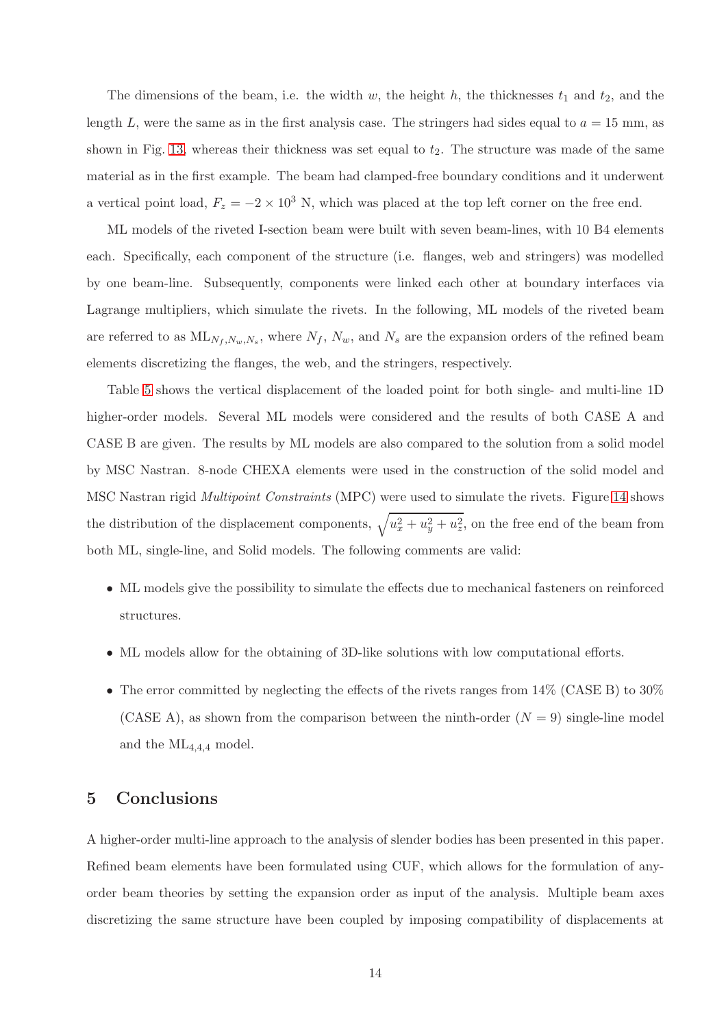The dimensions of the beam, i.e. the width $w$, the height $h$, the thicknesses $t_1$ and $t_2$, and the length $L$, were the same as in the first analysis case. The stringers had sides equal to $a = 15$ mm, as shown in Fig. 13, whereas their thickness was set equal to $t_2$. The structure was made of the same material as in the first example. The beam had clamped-free boundary conditions and it underwent a vertical point load, $F_z = -2 \times 10^3$ N, which was placed at the top left corner on the free end.

ML models of the riveted I-section beam were built with seven beam-lines, with 10 B4 elements each. Specifically, each component of the structure (i.e. flanges, web and stringers) was modelled by one beam-line. Subsequently, components were linked each other at boundary interfaces via Lagrange multipliers, which simulate the rivets. In the following, ML models of the riveted beam are referred to as $\text{ML}_{N_f,N_w,N_s}$, where $N_f$, $N_w$, and $N_s$ are the expansion orders of the refined beam elements discretizing the flanges, the web, and the stringers, respectively.

Table 5 shows the vertical displacement of the loaded point for both single- and multi-line 1D higher-order models. Several ML models were considered and the results of both CASE A and CASE B are given. The results by ML models are also compared to the solution from a solid model by MSC Nastran. 8-node CHEXA elements were used in the construction of the solid model and MSC Nastran rigid *Multipoint Constraints* (MPC) were used to simulate the rivets. Figure 14 shows the distribution of the displacement components, $\sqrt{u_x^2 + u_y^2 + u_z^2}$, on the free end of the beam from both ML, single-line, and Solid models. The following comments are valid:

- ML models give the possibility to simulate the effects due to mechanical fasteners on reinforced structures.
- ML models allow for the obtaining of 3D-like solutions with low computational efforts.
- The error committed by neglecting the effects of the rivets ranges from 14% (CASE B) to 30% (CASE A), as shown from the comparison between the ninth-order ($N = 9$) single-line model and the $\text{ML}_{4,4,4}$ model.

## 5 Conclusions

A higher-order multi-line approach to the analysis of slender bodies has been presented in this paper. Refined beam elements have been formulated using CUF, which allows for the formulation of any-order beam theories by setting the expansion order as input of the analysis. Multiple beam axes discretizing the same structure have been coupled by imposing compatibility of displacements at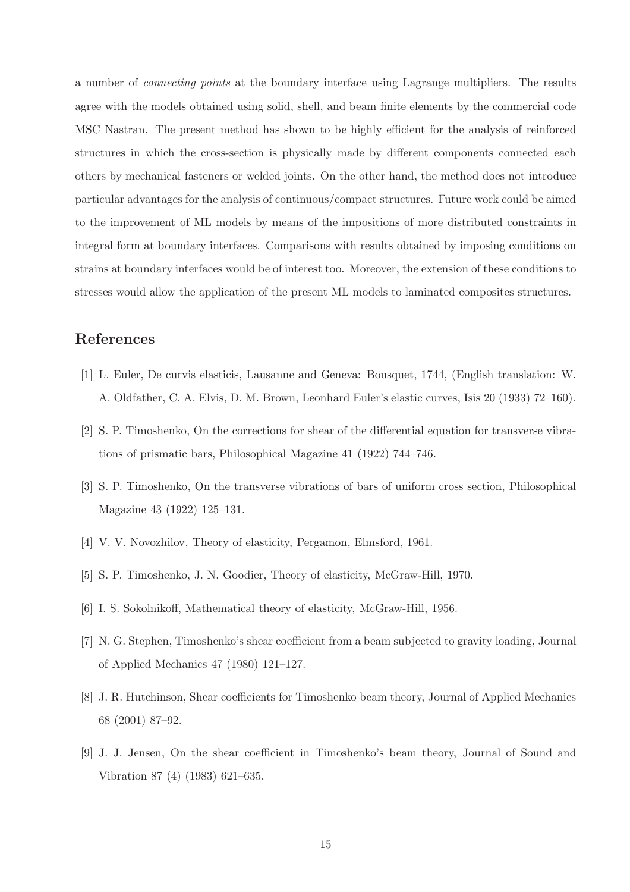a number of *connecting points* at the boundary interface using Lagrange multipliers. The results agree with the models obtained using solid, shell, and beam finite elements by the commercial code MSC Nastran. The present method has shown to be highly efficient for the analysis of reinforced structures in which the cross-section is physically made by different components connected each others by mechanical fasteners or welded joints. On the other hand, the method does not introduce particular advantages for the analysis of continuous/compact structures. Future work could be aimed to the improvement of ML models by means of the impositions of more distributed constraints in integral form at boundary interfaces. Comparisons with results obtained by imposing conditions on strains at boundary interfaces would be of interest too. Moreover, the extension of these conditions to stresses would allow the application of the present ML models to laminated composites structures.

## References

[1] L. Euler, De curvis elasticis, Lausanne and Geneva: Bousquet, 1744, (English translation: W. A. Oldfather, C. A. Elvis, D. M. Brown, Leonhard Euler's elastic curves, Isis 20 (1933) 72–160).

[2] S. P. Timoshenko, On the corrections for shear of the differential equation for transverse vibrations of prismatic bars, Philosophical Magazine 41 (1922) 744–746.

[3] S. P. Timoshenko, On the transverse vibrations of bars of uniform cross section, Philosophical Magazine 43 (1922) 125–131.

[4] V. V. Novozhilov, Theory of elasticity, Pergamon, Elmsford, 1961.

[5] S. P. Timoshenko, J. N. Goodier, Theory of elasticity, McGraw-Hill, 1970.

[6] I. S. Sokolnikoff, Mathematical theory of elasticity, McGraw-Hill, 1956.

[7] N. G. Stephen, Timoshenko's shear coefficient from a beam subjected to gravity loading, Journal of Applied Mechanics 47 (1980) 121–127.

[8] J. R. Hutchinson, Shear coefficients for Timoshenko beam theory, Journal of Applied Mechanics 68 (2001) 87–92.

[9] J. J. Jensen, On the shear coefficient in Timoshenko's beam theory, Journal of Sound and Vibration 87 (4) (1983) 621–635.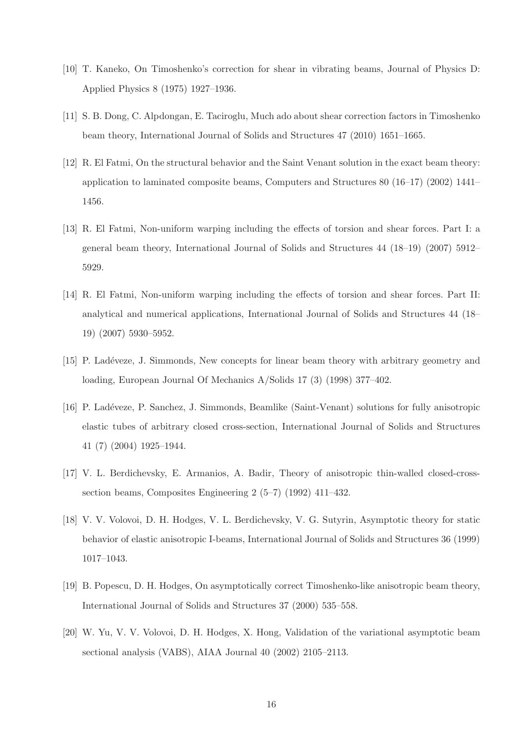[10] T. Kaneko, On Timoshenko's correction for shear in vibrating beams, Journal of Physics D: Applied Physics 8 (1975) 1927–1936.

[11] S. B. Dong, C. Alpdongan, E. Taciroglu, Much ado about shear correction factors in Timoshenko beam theory, International Journal of Solids and Structures 47 (2010) 1651–1665.

[12] R. El Fatmi, On the structural behavior and the Saint Venant solution in the exact beam theory: application to laminated composite beams, Computers and Structures 80 (16–17) (2002) 1441–1456.

[13] R. El Fatmi, Non-uniform warping including the effects of torsion and shear forces. Part I: a general beam theory, International Journal of Solids and Structures 44 (18–19) (2007) 5912–5929.

[14] R. El Fatmi, Non-uniform warping including the effects of torsion and shear forces. Part II: analytical and numerical applications, International Journal of Solids and Structures 44 (18–19) (2007) 5930–5952.

[15] P. Ladéveze, J. Simmonds, New concepts for linear beam theory with arbitrary geometry and loading, European Journal Of Mechanics A/Solids 17 (3) (1998) 377–402.

[16] P. Ladéveze, P. Sanchez, J. Simmonds, Beamlike (Saint-Venant) solutions for fully anisotropic elastic tubes of arbitrary closed cross-section, International Journal of Solids and Structures 41 (7) (2004) 1925–1944.

[17] V. L. Berdichevsky, E. Armanios, A. Badir, Theory of anisotropic thin-walled closed-cross-section beams, Composites Engineering 2 (5–7) (1992) 411–432.

[18] V. V. Volovoi, D. H. Hodges, V. L. Berdichevsky, V. G. Sutyrin, Asymptotic theory for static behavior of elastic anisotropic I-beams, International Journal of Solids and Structures 36 (1999) 1017–1043.

[19] B. Popescu, D. H. Hodges, On asymptotically correct Timoshenko-like anisotropic beam theory, International Journal of Solids and Structures 37 (2000) 535–558.

[20] W. Yu, V. V. Volovoi, D. H. Hodges, X. Hong, Validation of the variational asymptotic beam sectional analysis (VABS), AIAA Journal 40 (2002) 2105–2113.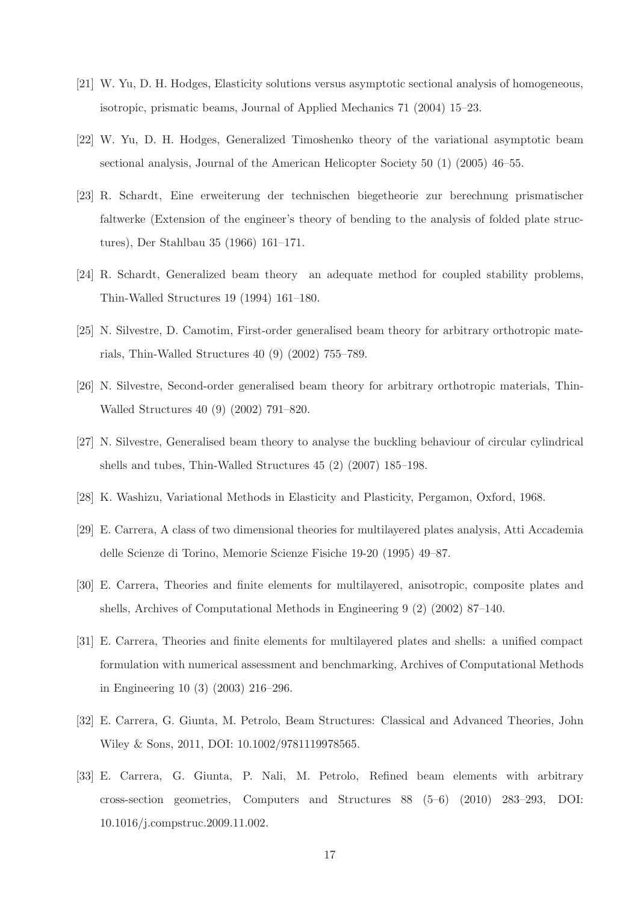[21] W. Yu, D. H. Hodges, Elasticity solutions versus asymptotic sectional analysis of homogeneous, isotropic, prismatic beams, Journal of Applied Mechanics 71 (2004) 15–23.

[22] W. Yu, D. H. Hodges, Generalized Timoshenko theory of the variational asymptotic beam sectional analysis, Journal of the American Helicopter Society 50 (1) (2005) 46–55.

[23] R. Schardt, Eine erweiterung der technischen biegetheorie zur berechnung prismatischer faltwerke (Extension of the engineer's theory of bending to the analysis of folded plate structures), Der Stahlbau 35 (1966) 161–171.

[24] R. Schardt, Generalized beam theory an adequate method for coupled stability problems, Thin-Walled Structures 19 (1994) 161–180.

[25] N. Silvestre, D. Camotim, First-order generalised beam theory for arbitrary orthotropic materials, Thin-Walled Structures 40 (9) (2002) 755–789.

[26] N. Silvestre, Second-order generalised beam theory for arbitrary orthotropic materials, Thin-Walled Structures 40 (9) (2002) 791–820.

[27] N. Silvestre, Generalised beam theory to analyse the buckling behaviour of circular cylindrical shells and tubes, Thin-Walled Structures 45 (2) (2007) 185–198.

[28] K. Washizu, Variational Methods in Elasticity and Plasticity, Pergamon, Oxford, 1968.

[29] E. Carrera, A class of two dimensional theories for multilayered plates analysis, Atti Accademia delle Scienze di Torino, Memorie Scienze Fisiche 19-20 (1995) 49–87.

[30] E. Carrera, Theories and finite elements for multilayered, anisotropic, composite plates and shells, Archives of Computational Methods in Engineering 9 (2) (2002) 87–140.

[31] E. Carrera, Theories and finite elements for multilayered plates and shells: a unified compact formulation with numerical assessment and benchmarking, Archives of Computational Methods in Engineering 10 (3) (2003) 216–296.

[32] E. Carrera, G. Giunta, M. Petrolo, Beam Structures: Classical and Advanced Theories, John Wiley & Sons, 2011, DOI: 10.1002/9781119978565.

[33] E. Carrera, G. Giunta, P. Nali, M. Petrolo, Refined beam elements with arbitrary cross-section geometries, Computers and Structures 88 (5–6) (2010) 283–293, DOI: 10.1016/j.compstruc.2009.11.002.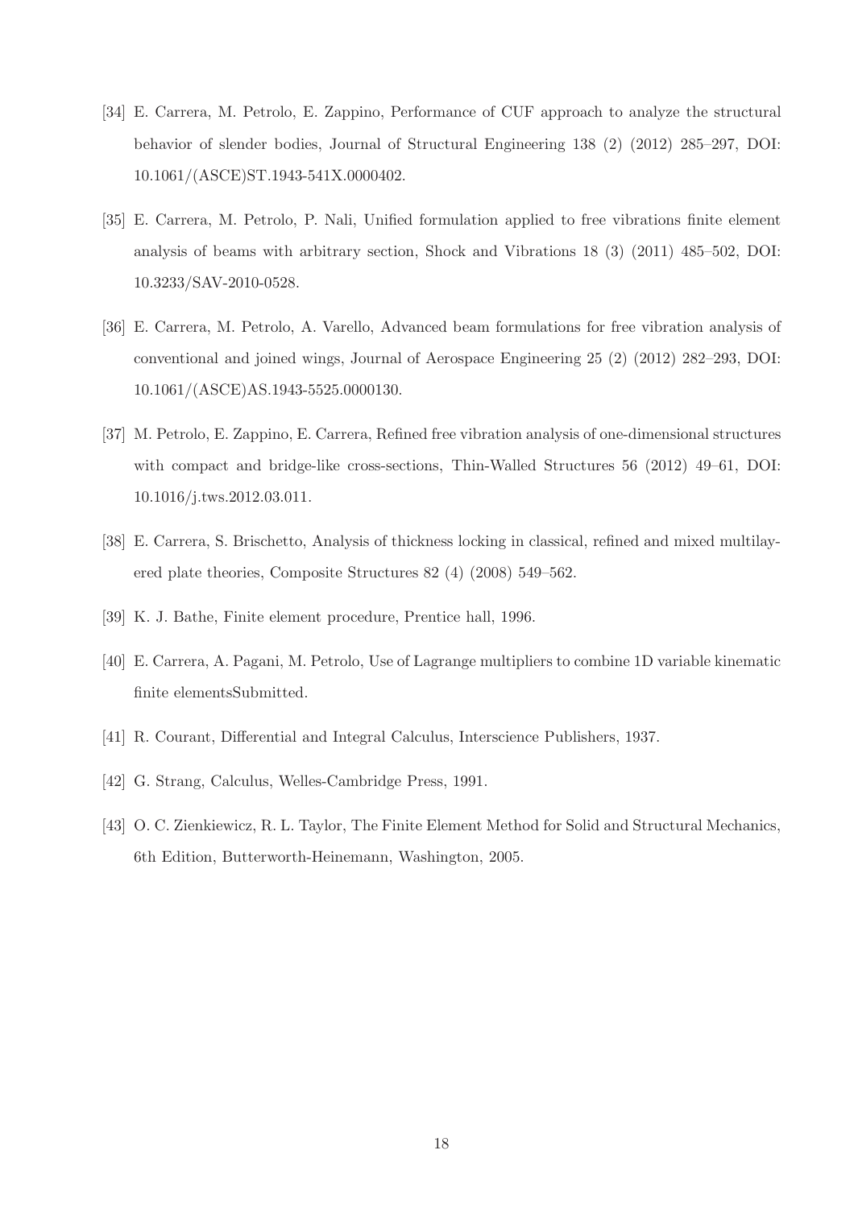[34] E. Carrera, M. Petrolo, E. Zappino, Performance of CUF approach to analyze the structural behavior of slender bodies, Journal of Structural Engineering 138 (2) (2012) 285–297, DOI: 10.1061/(ASCE)ST.1943-541X.0000402.

[35] E. Carrera, M. Petrolo, P. Nali, Unified formulation applied to free vibrations finite element analysis of beams with arbitrary section, Shock and Vibrations 18 (3) (2011) 485–502, DOI: 10.3233/SAV-2010-0528.

[36] E. Carrera, M. Petrolo, A. Varello, Advanced beam formulations for free vibration analysis of conventional and joined wings, Journal of Aerospace Engineering 25 (2) (2012) 282–293, DOI: 10.1061/(ASCE)AS.1943-5525.0000130.

[37] M. Petrolo, E. Zappino, E. Carrera, Refined free vibration analysis of one-dimensional structures with compact and bridge-like cross-sections, Thin-Walled Structures 56 (2012) 49–61, DOI: 10.1016/j.tws.2012.03.011.

[38] E. Carrera, S. Brischetto, Analysis of thickness locking in classical, refined and mixed multilayered plate theories, Composite Structures 82 (4) (2008) 549–562.

[39] K. J. Bathe, Finite element procedure, Prentice hall, 1996.

[40] E. Carrera, A. Pagani, M. Petrolo, Use of Lagrange multipliers to combine 1D variable kinematic finite elementsSubmitted.

[41] R. Courant, Differential and Integral Calculus, Interscience Publishers, 1937.

[42] G. Strang, Calculus, Welles-Cambridge Press, 1991.

[43] O. C. Zienkiewicz, R. L. Taylor, The Finite Element Method for Solid and Structural Mechanics, 6th Edition, Butterworth-Heinemann, Washington, 2005.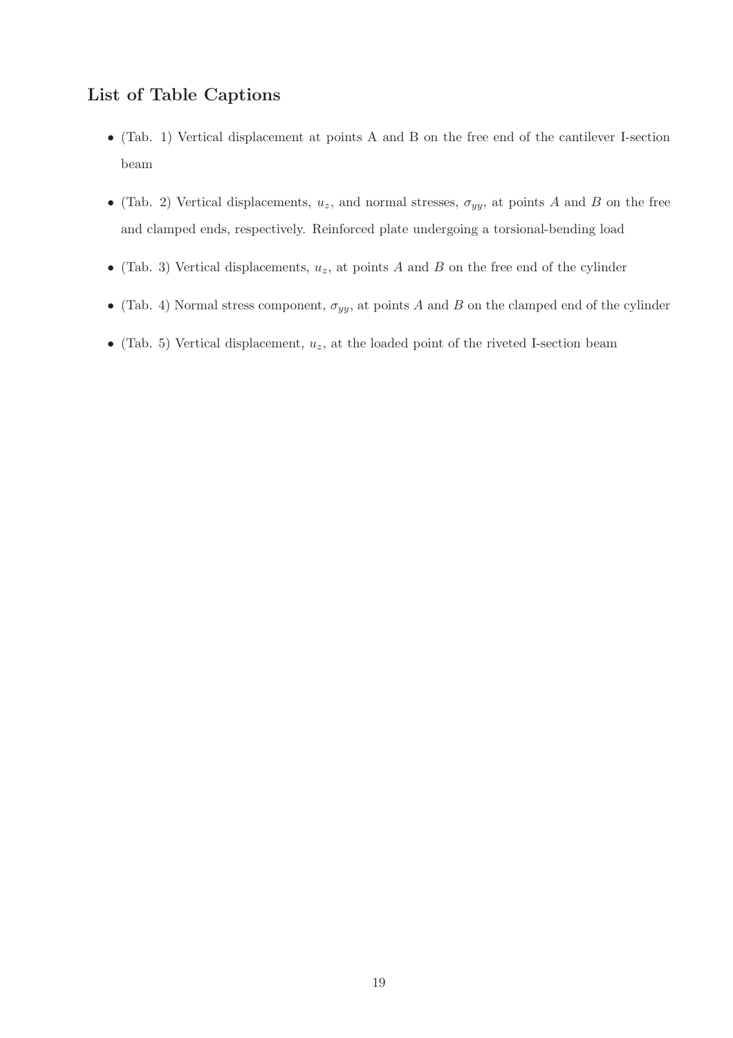## List of Table Captions

- (Tab. 1) Vertical displacement at points A and B on the free end of the cantilever I-section beam
- (Tab. 2) Vertical displacements, $u_z$, and normal stresses, $\sigma_{yy}$, at points $A$ and $B$ on the free and clamped ends, respectively. Reinforced plate undergoing a torsional-bending load
- (Tab. 3) Vertical displacements, $u_z$, at points $A$ and $B$ on the free end of the cylinder
- (Tab. 4) Normal stress component, $\sigma_{yy}$, at points $A$ and $B$ on the clamped end of the cylinder
- (Tab. 5) Vertical displacement, $u_z$, at the loaded point of the riveted I-section beam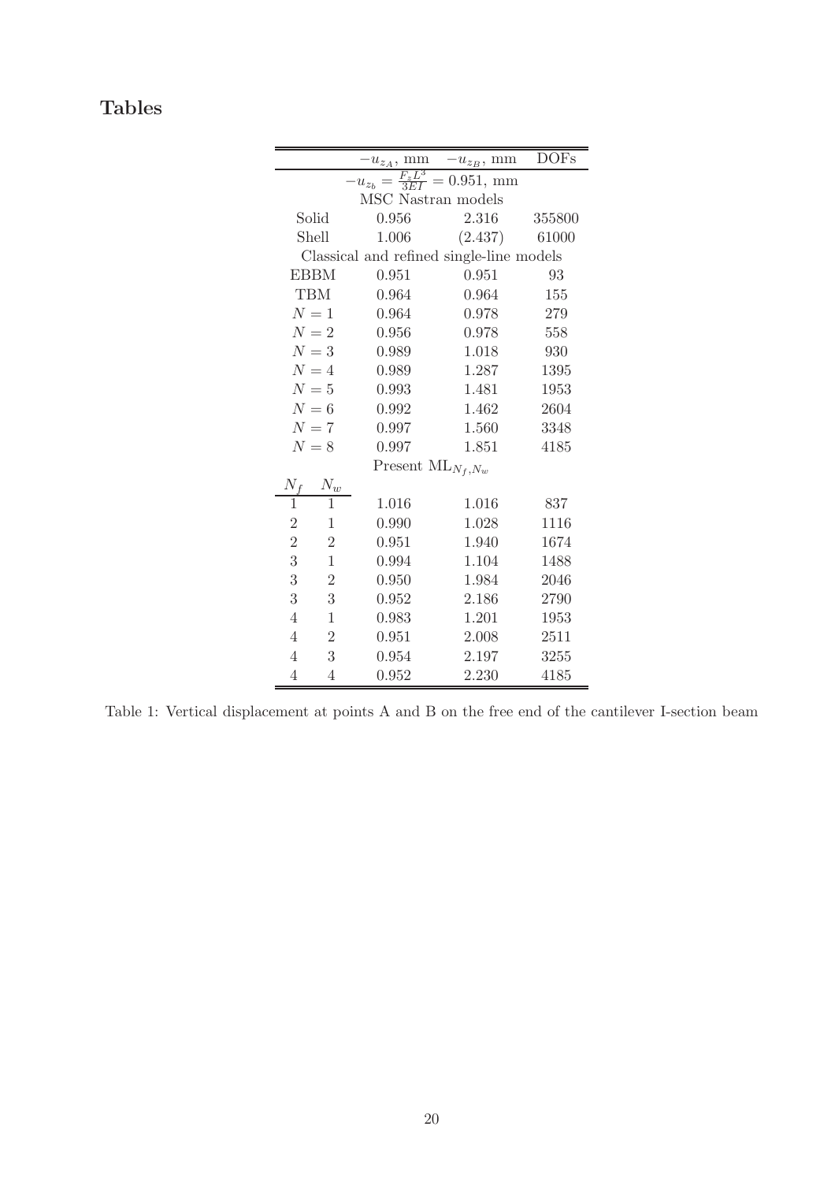## Tables

| | | $-u_{z_A}$, mm | $-u_{z_B}$, mm | DOFs |
|---|---|---|---|---|
| $-u_{z_b} = \frac{F_z L^3}{3EI} = 0.951$, mm | | | | |
| MSC Nastran models | | | | |
| Solid | | 0.956 | 2.316 | 355800 |
| Shell | | 1.006 | (2.437) | 61000 |
| Classical and refined single-line models | | | | |
| EBBM | | 0.951 | 0.951 | 93 |
| TBM | | 0.964 | 0.964 | 155 |
| $N = 1$ | | 0.964 | 0.978 | 279 |
| $N = 2$ | | 0.956 | 0.978 | 558 |
| $N = 3$ | | 0.989 | 1.018 | 930 |
| $N = 4$ | | 0.989 | 1.287 | 1395 |
| $N = 5$ | | 0.993 | 1.481 | 1953 |
| $N = 6$ | | 0.992 | 1.462 | 2604 |
| $N = 7$ | | 0.997 | 1.560 | 3348 |
| $N = 8$ | | 0.997 | 1.851 | 4185 |
| Present $\mathrm{ML}_{N_f,N_w}$ | | | | |
| $N_f$ | $N_w$ | | | |
| 1 | 1 | 1.016 | 1.016 | 837 |
| 2 | 1 | 0.990 | 1.028 | 1116 |
| 2 | 2 | 0.951 | 1.940 | 1674 |
| 3 | 1 | 0.994 | 1.104 | 1488 |
| 3 | 2 | 0.950 | 1.984 | 2046 |
| 3 | 3 | 0.952 | 2.186 | 2790 |
| 4 | 1 | 0.983 | 1.201 | 1953 |
| 4 | 2 | 0.951 | 2.008 | 2511 |
| 4 | 3 | 0.954 | 2.197 | 3255 |
| 4 | 4 | 0.952 | 2.230 | 4185 |

Table 1: Vertical displacement at points A and B on the free end of the cantilever I-section beam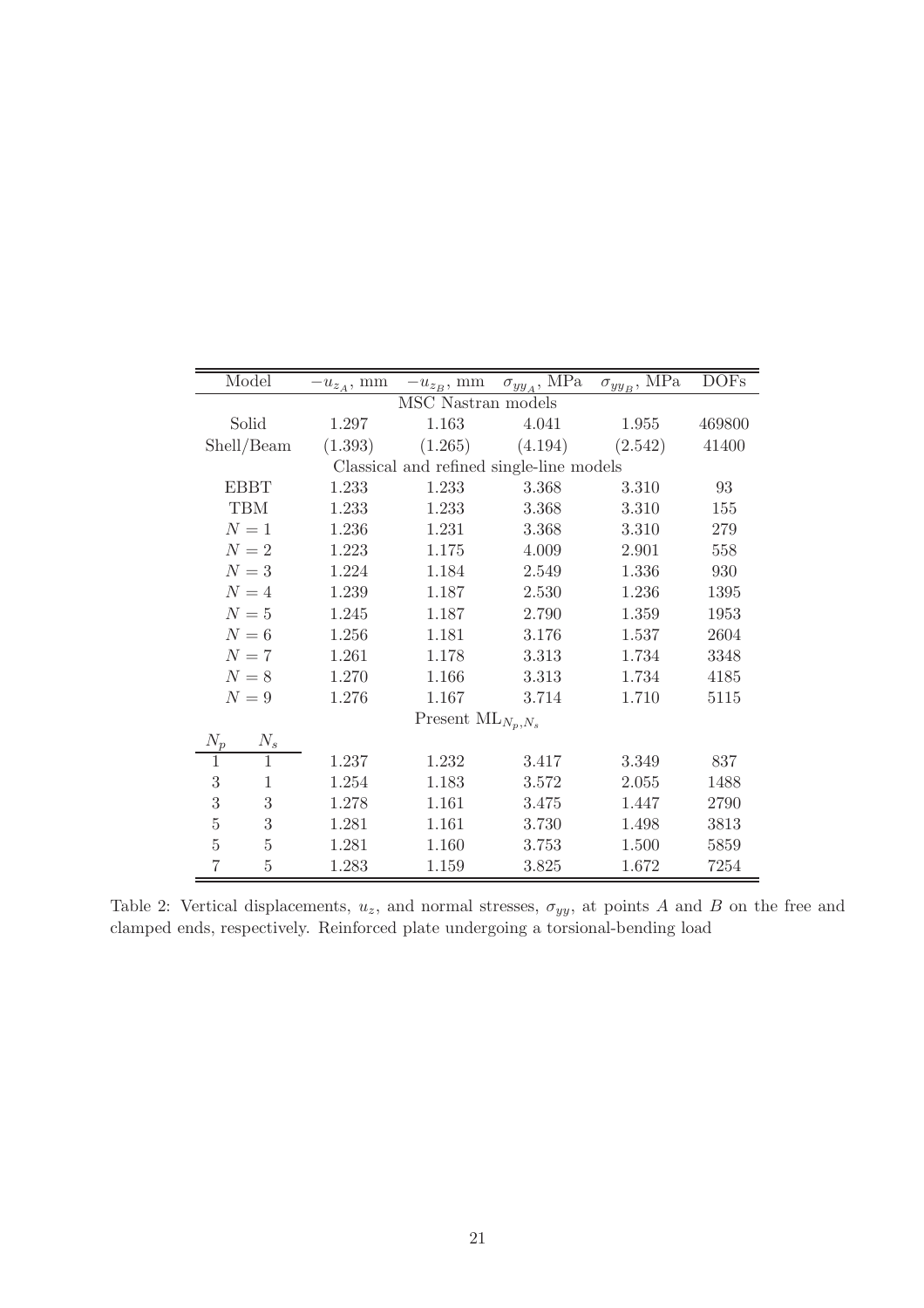| Model | | $-u_{z_A}$, mm | $-u_{z_B}$, mm | $\sigma_{yy_A}$, MPa | $\sigma_{yy_B}$, MPa | DOFs |
|---|---|---|---|---|---|---|
| MSC Nastran models | | | | | | |
| Solid | | 1.297 | 1.163 | 4.041 | 1.955 | 469800 |
| Shell/Beam | | (1.393) | (1.265) | (4.194) | (2.542) | 41400 |
| Classical and refined single-line models | | | | | | |
| EBBT | | 1.233 | 1.233 | 3.368 | 3.310 | 93 |
| TBM | | 1.233 | 1.233 | 3.368 | 3.310 | 155 |
| $N = 1$ | | 1.236 | 1.231 | 3.368 | 3.310 | 279 |
| $N = 2$ | | 1.223 | 1.175 | 4.009 | 2.901 | 558 |
| $N = 3$ | | 1.224 | 1.184 | 2.549 | 1.336 | 930 |
| $N = 4$ | | 1.239 | 1.187 | 2.530 | 1.236 | 1395 |
| $N = 5$ | | 1.245 | 1.187 | 2.790 | 1.359 | 1953 |
| $N = 6$ | | 1.256 | 1.181 | 3.176 | 1.537 | 2604 |
| $N = 7$ | | 1.261 | 1.178 | 3.313 | 1.734 | 3348 |
| $N = 8$ | | 1.270 | 1.166 | 3.313 | 1.734 | 4185 |
| $N = 9$ | | 1.276 | 1.167 | 3.714 | 1.710 | 5115 |
| Present $\text{ML}_{N_p,N_s}$ | | | | | | |
| $N_p$ | $N_s$ | | | | | |
| 1 | 1 | 1.237 | 1.232 | 3.417 | 3.349 | 837 |
| 3 | 1 | 1.254 | 1.183 | 3.572 | 2.055 | 1488 |
| 3 | 3 | 1.278 | 1.161 | 3.475 | 1.447 | 2790 |
| 5 | 3 | 1.281 | 1.161 | 3.730 | 1.498 | 3813 |
| 5 | 5 | 1.281 | 1.160 | 3.753 | 1.500 | 5859 |
| 7 | 5 | 1.283 | 1.159 | 3.825 | 1.672 | 7254 |

Table 2: Vertical displacements, $u_z$, and normal stresses, $\sigma_{yy}$, at points $A$ and $B$ on the free and clamped ends, respectively. Reinforced plate undergoing a torsional-bending load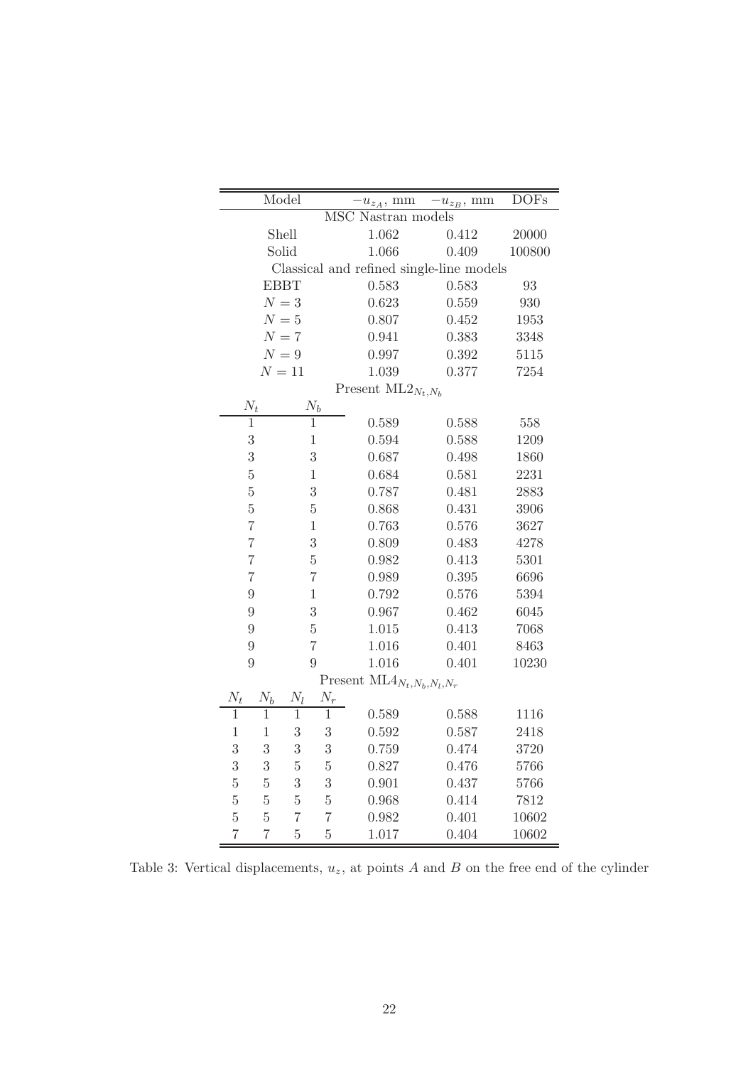| Model | | | | $-u_{z_A}$, mm | $-u_{z_B}$, mm | DOFs |
|---|---|---|---|---|---|---|
| MSC Nastran models | | | | | | |
| Shell | | | | 1.062 | 0.412 | 20000 |
| Solid | | | | 1.066 | 0.409 | 100800 |
| Classical and refined single-line models | | | | | | |
| EBBT | | | | 0.583 | 0.583 | 93 |
| $N = 3$ | | | | 0.623 | 0.559 | 930 |
| $N = 5$ | | | | 0.807 | 0.452 | 1953 |
| $N = 7$ | | | | 0.941 | 0.383 | 3348 |
| $N = 9$ | | | | 0.997 | 0.392 | 5115 |
| $N = 11$ | | | | 1.039 | 0.377 | 7254 |
| Present $\text{ML2}_{N_t,N_b}$ | | | | | | |
| $N_t$ | $N_b$ | | | | | |
| 1 | 1 | | | 0.589 | 0.588 | 558 |
| 3 | 1 | | | 0.594 | 0.588 | 1209 |
| 3 | 3 | | | 0.687 | 0.498 | 1860 |
| 5 | 1 | | | 0.684 | 0.581 | 2231 |
| 5 | 3 | | | 0.787 | 0.481 | 2883 |
| 5 | 5 | | | 0.868 | 0.431 | 3906 |
| 7 | 1 | | | 0.763 | 0.576 | 3627 |
| 7 | 3 | | | 0.809 | 0.483 | 4278 |
| 7 | 5 | | | 0.982 | 0.413 | 5301 |
| 7 | 7 | | | 0.989 | 0.395 | 6696 |
| 9 | 1 | | | 0.792 | 0.576 | 5394 |
| 9 | 3 | | | 0.967 | 0.462 | 6045 |
| 9 | 5 | | | 1.015 | 0.413 | 7068 |
| 9 | 7 | | | 1.016 | 0.401 | 8463 |
| 9 | 9 | | | 1.016 | 0.401 | 10230 |
| Present $\text{ML4}_{N_t,N_b,N_l,N_r}$ | | | | | | |
| $N_t$ | $N_b$ | $N_l$ | $N_r$ | | | |
| 1 | 1 | 1 | 1 | 0.589 | 0.588 | 1116 |
| 1 | 1 | 3 | 3 | 0.592 | 0.587 | 2418 |
| 3 | 3 | 3 | 3 | 0.759 | 0.474 | 3720 |
| 3 | 3 | 5 | 5 | 0.827 | 0.476 | 5766 |
| 5 | 5 | 3 | 3 | 0.901 | 0.437 | 5766 |
| 5 | 5 | 5 | 5 | 0.968 | 0.414 | 7812 |
| 5 | 5 | 7 | 7 | 0.982 | 0.401 | 10602 |
| 7 | 7 | 5 | 5 | 1.017 | 0.404 | 10602 |

Table 3: Vertical displacements, $u_z$, at points $A$ and $B$ on the free end of the cylinder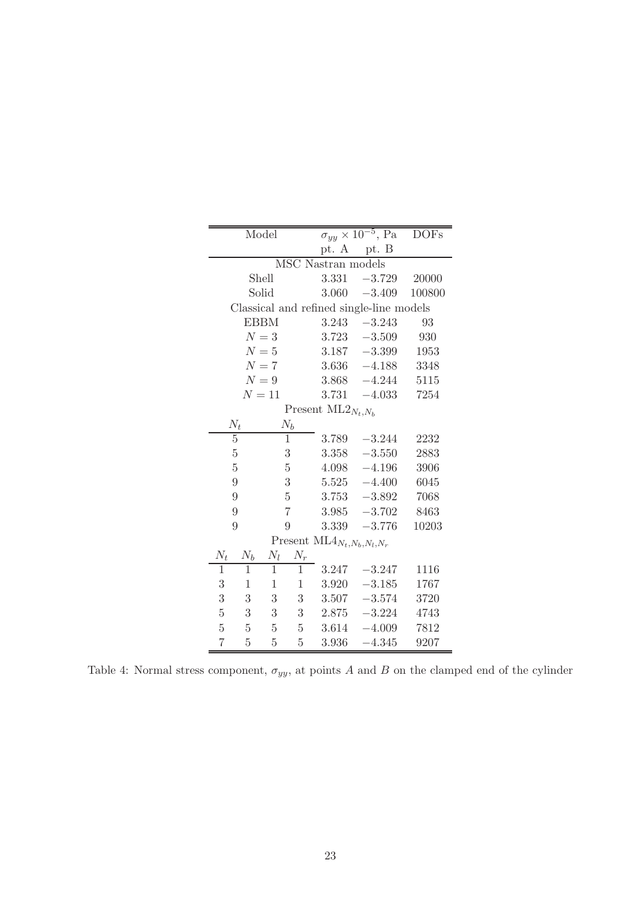| Model | | | | $\sigma_{yy} \times 10^{-5}$, Pa | | DOFs |
|---|---|---|---|---|---|---|
| | | | | pt. A | pt. B | |
| MSC Nastran models | | | | | | |
| Shell | | | | 3.331 | −3.729 | 20000 |
| Solid | | | | 3.060 | −3.409 | 100800 |
| Classical and refined single-line models | | | | | | |
| EBBM | | | | 3.243 | −3.243 | 93 |
| $N = 3$ | | | | 3.723 | −3.509 | 930 |
| $N = 5$ | | | | 3.187 | −3.399 | 1953 |
| $N = 7$ | | | | 3.636 | −4.188 | 3348 |
| $N = 9$ | | | | 3.868 | −4.244 | 5115 |
| $N = 11$ | | | | 3.731 | −4.033 | 7254 |
| Present $\mathrm{ML2}_{N_t,N_b}$ | | | | | | |
| $N_t$ | | $N_b$ | | | | |
| 5 | | 1 | | 3.789 | −3.244 | 2232 |
| 5 | | 3 | | 3.358 | −3.550 | 2883 |
| 5 | | 5 | | 4.098 | −4.196 | 3906 |
| 9 | | 3 | | 5.525 | −4.400 | 6045 |
| 9 | | 5 | | 3.753 | −3.892 | 7068 |
| 9 | | 7 | | 3.985 | −3.702 | 8463 |
| 9 | | 9 | | 3.339 | −3.776 | 10203 |
| Present $\mathrm{ML4}_{N_t,N_b,N_l,N_r}$ | | | | | | |
| $N_t$ | $N_b$ | $N_l$ | $N_r$ | | | |
| 1 | 1 | 1 | 1 | 3.247 | −3.247 | 1116 |
| 3 | 1 | 1 | 1 | 3.920 | −3.185 | 1767 |
| 3 | 3 | 3 | 3 | 3.507 | −3.574 | 3720 |
| 5 | 3 | 3 | 3 | 2.875 | −3.224 | 4743 |
| 5 | 5 | 5 | 5 | 3.614 | −4.009 | 7812 |
| 7 | 5 | 5 | 5 | 3.936 | −4.345 | 9207 |

Table 4: Normal stress component, $\sigma_{yy}$, at points $A$ and $B$ on the clamped end of the cylinder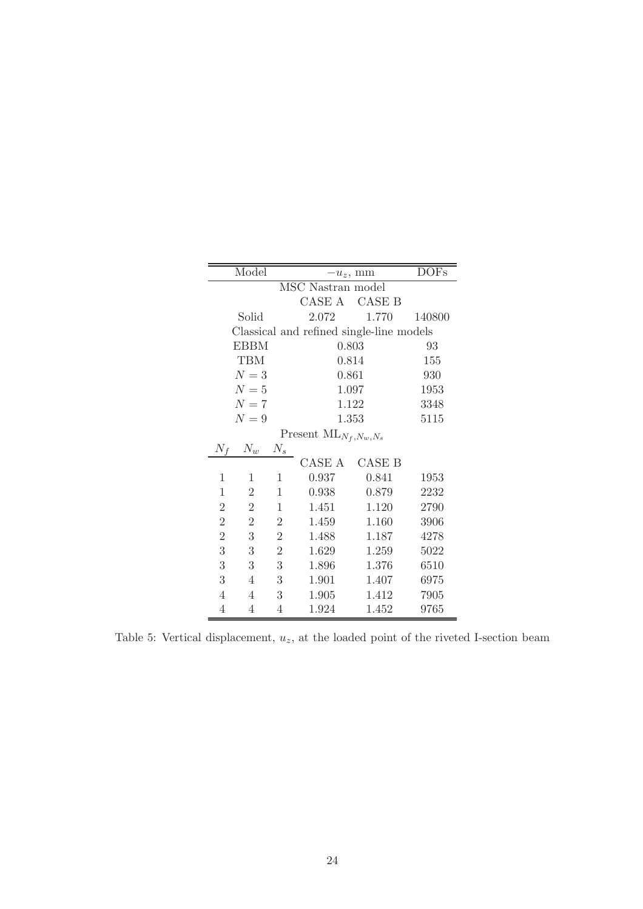| Model | | | $-u_z$, mm | | DOFs |
|---|---|---|---|---|---|
| MSC Nastran model | | | | | |
| | | | CASE A | CASE B | |
| Solid | | | 2.072 | 1.770 | 140800 |
| Classical and refined single-line models | | | | | |
| EBBM | | | 0.803 | | 93 |
| TBM | | | 0.814 | | 155 |
| $N = 3$ | | | 0.861 | | 930 |
| $N = 5$ | | | 1.097 | | 1953 |
| $N = 7$ | | | 1.122 | | 3348 |
| $N = 9$ | | | 1.353 | | 5115 |
| Present $\text{ML}_{N_f,N_w,N_s}$ | | | | | |
| $N_f$ | $N_w$ | $N_s$ | | | |
| | | | CASE A | CASE B | |
| 1 | 1 | 1 | 0.937 | 0.841 | 1953 |
| 1 | 2 | 1 | 0.938 | 0.879 | 2232 |
| 2 | 2 | 1 | 1.451 | 1.120 | 2790 |
| 2 | 2 | 2 | 1.459 | 1.160 | 3906 |
| 2 | 3 | 2 | 1.488 | 1.187 | 4278 |
| 3 | 3 | 2 | 1.629 | 1.259 | 5022 |
| 3 | 3 | 3 | 1.896 | 1.376 | 6510 |
| 3 | 4 | 3 | 1.901 | 1.407 | 6975 |
| 4 | 4 | 3 | 1.905 | 1.412 | 7905 |
| 4 | 4 | 4 | 1.924 | 1.452 | 9765 |

Table 5: Vertical displacement, $u_z$, at the loaded point of the riveted I-section beam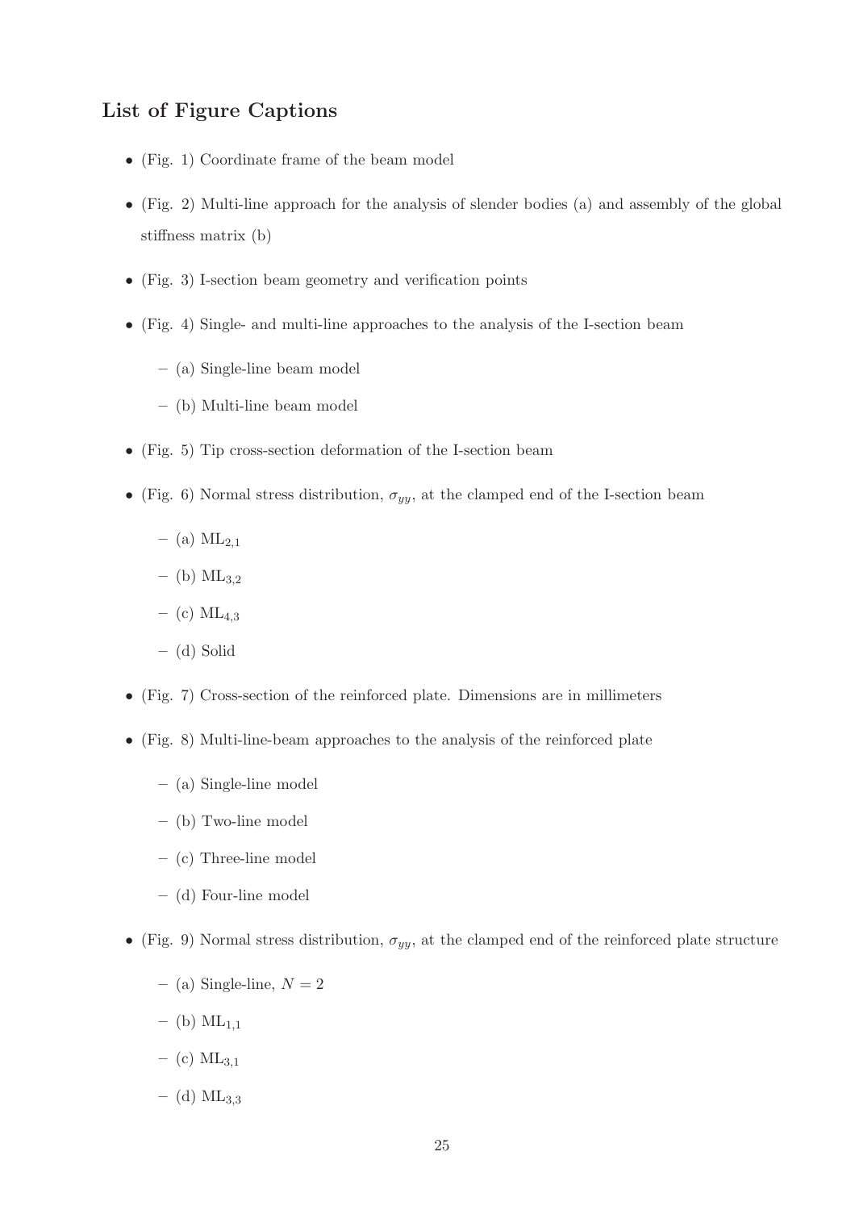## List of Figure Captions

- (Fig. 1) Coordinate frame of the beam model
- (Fig. 2) Multi-line approach for the analysis of slender bodies (a) and assembly of the global stiffness matrix (b)
- (Fig. 3) I-section beam geometry and verification points
- (Fig. 4) Single- and multi-line approaches to the analysis of the I-section beam
  - (a) Single-line beam model
  - (b) Multi-line beam model
- (Fig. 5) Tip cross-section deformation of the I-section beam
- (Fig. 6) Normal stress distribution, $\sigma_{yy}$, at the clamped end of the I-section beam
  - (a) $\mathrm{ML}_{2,1}$
  - (b) $\mathrm{ML}_{3,2}$
  - (c) $\mathrm{ML}_{4,3}$
  - (d) Solid
- (Fig. 7) Cross-section of the reinforced plate. Dimensions are in millimeters
- (Fig. 8) Multi-line-beam approaches to the analysis of the reinforced plate
  - (a) Single-line model
  - (b) Two-line model
  - (c) Three-line model
  - (d) Four-line model
- (Fig. 9) Normal stress distribution, $\sigma_{yy}$, at the clamped end of the reinforced plate structure
  - (a) Single-line, $N = 2$
  - (b) $\mathrm{ML}_{1,1}$
  - (c) $\mathrm{ML}_{3,1}$
  - (d) $\mathrm{ML}_{3,3}$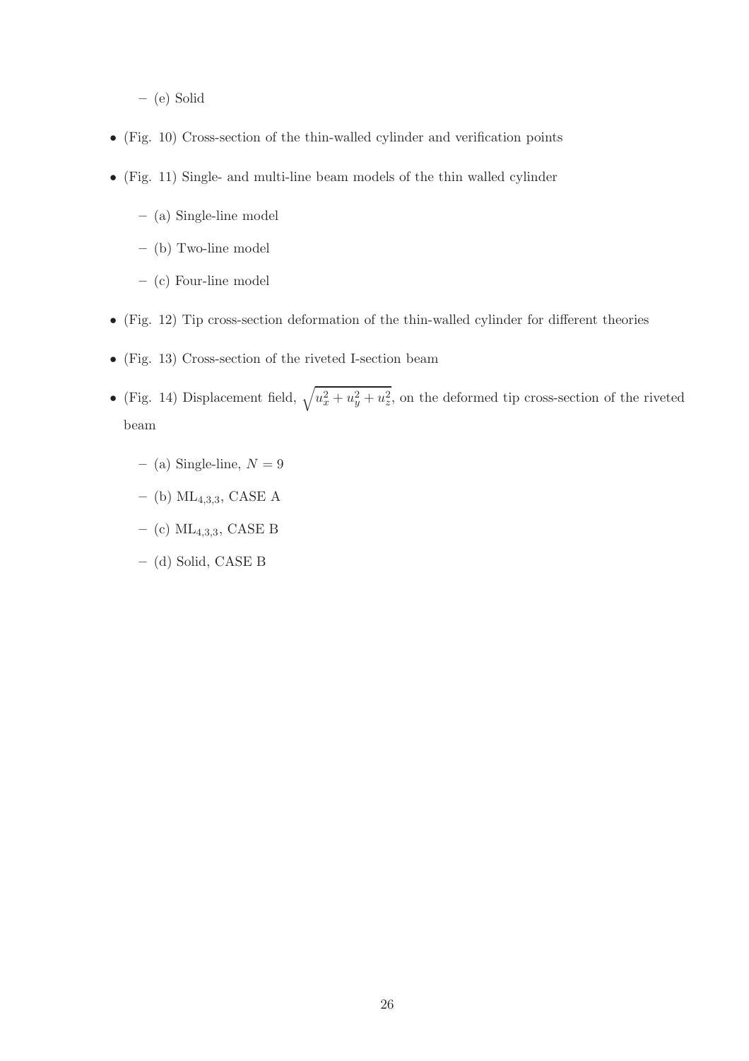- (e) Solid

- (Fig. 10) Cross-section of the thin-walled cylinder and verification points
- (Fig. 11) Single- and multi-line beam models of the thin walled cylinder
  - (a) Single-line model
  - (b) Two-line model
  - (c) Four-line model
- (Fig. 12) Tip cross-section deformation of the thin-walled cylinder for different theories
- (Fig. 13) Cross-section of the riveted I-section beam
- (Fig. 14) Displacement field, $\sqrt{u_x^2 + u_y^2 + u_z^2}$, on the deformed tip cross-section of the riveted beam
  - (a) Single-line, $N = 9$
  - (b) $\text{ML}_{4,3,3}$, CASE A
  - (c) $\text{ML}_{4,3,3}$, CASE B
  - (d) Solid, CASE B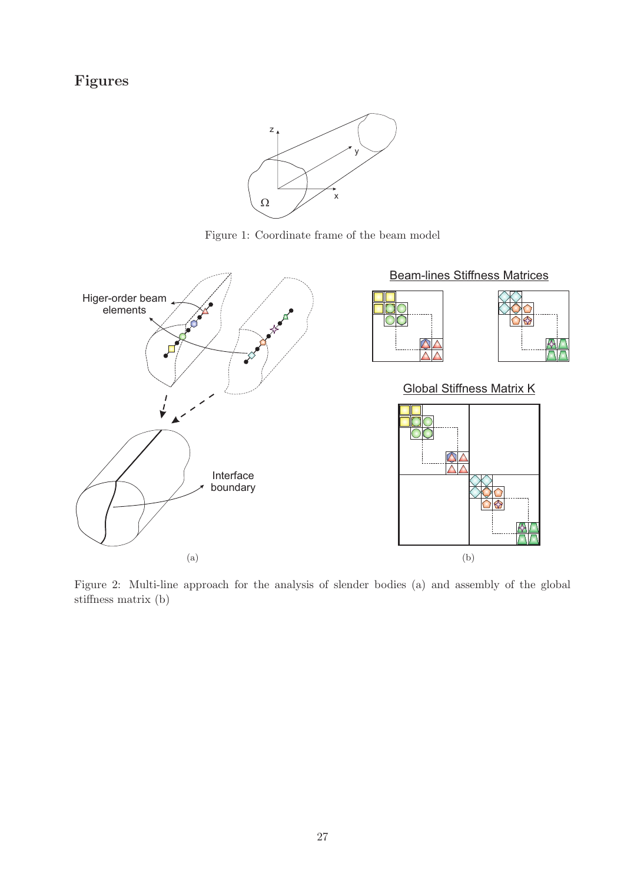# Figures

Figure 1: Coordinate frame of the beam model

Figure 2: Multi-line approach for the analysis of slender bodies (a) and assembly of the global stiffness matrix (b)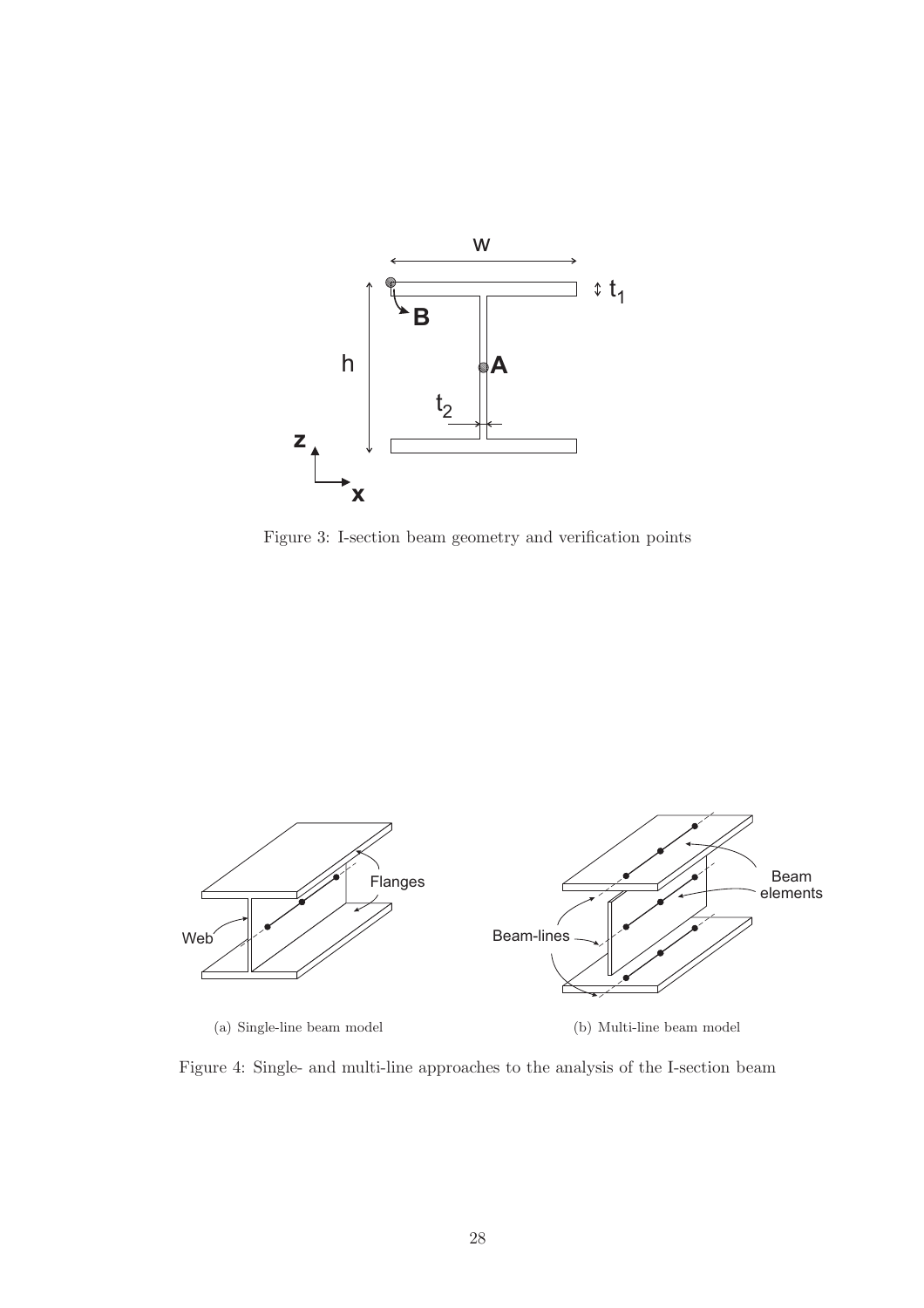Figure 3: I-section beam geometry and verification points

(a) Single-line beam model

(b) Multi-line beam model

Figure 4: Single- and multi-line approaches to the analysis of the I-section beam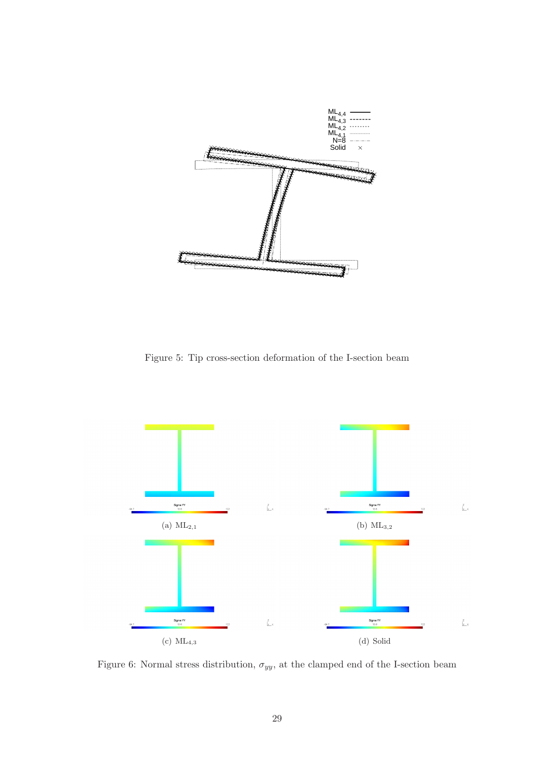Figure 5: Tip cross-section deformation of the I-section beam

(a) $ML_{2,1}$

(b) $ML_{3,2}$

(c) $ML_{4,3}$

(d) Solid

Figure 6: Normal stress distribution, $\sigma_{yy}$, at the clamped end of the I-section beam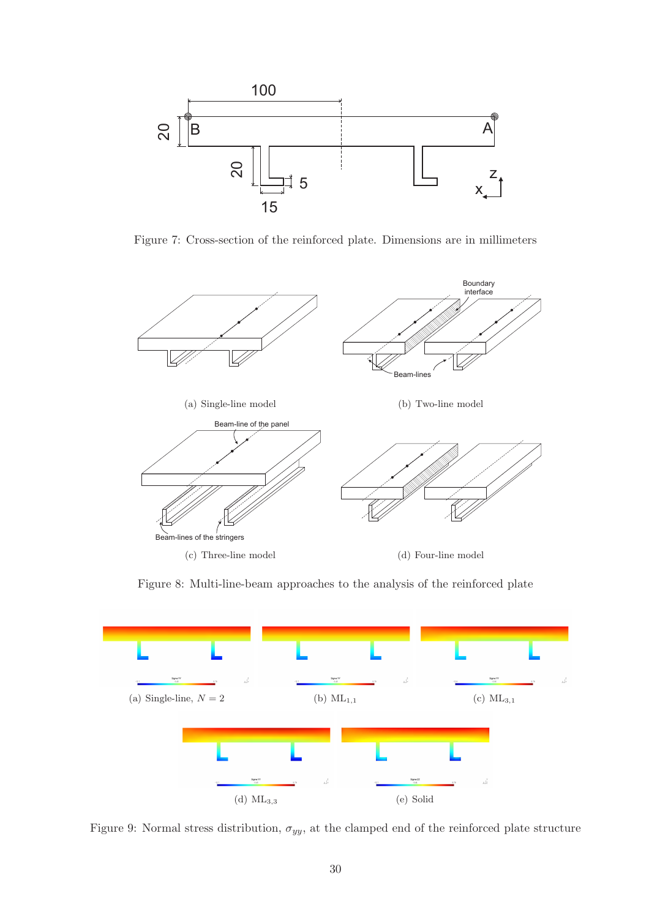Figure 7: Cross-section of the reinforced plate. Dimensions are in millimeters

(a) Single-line model

(b) Two-line model

(c) Three-line model

(d) Four-line model

Figure 8: Multi-line-beam approaches to the analysis of the reinforced plate

(a) Single-line, $N = 2$

(b) $\mathrm{ML}_{1,1}$

(c) $\mathrm{ML}_{3,1}$

(d) $\mathrm{ML}_{3,3}$

(e) Solid

Figure 9: Normal stress distribution, $\sigma_{yy}$, at the clamped end of the reinforced plate structure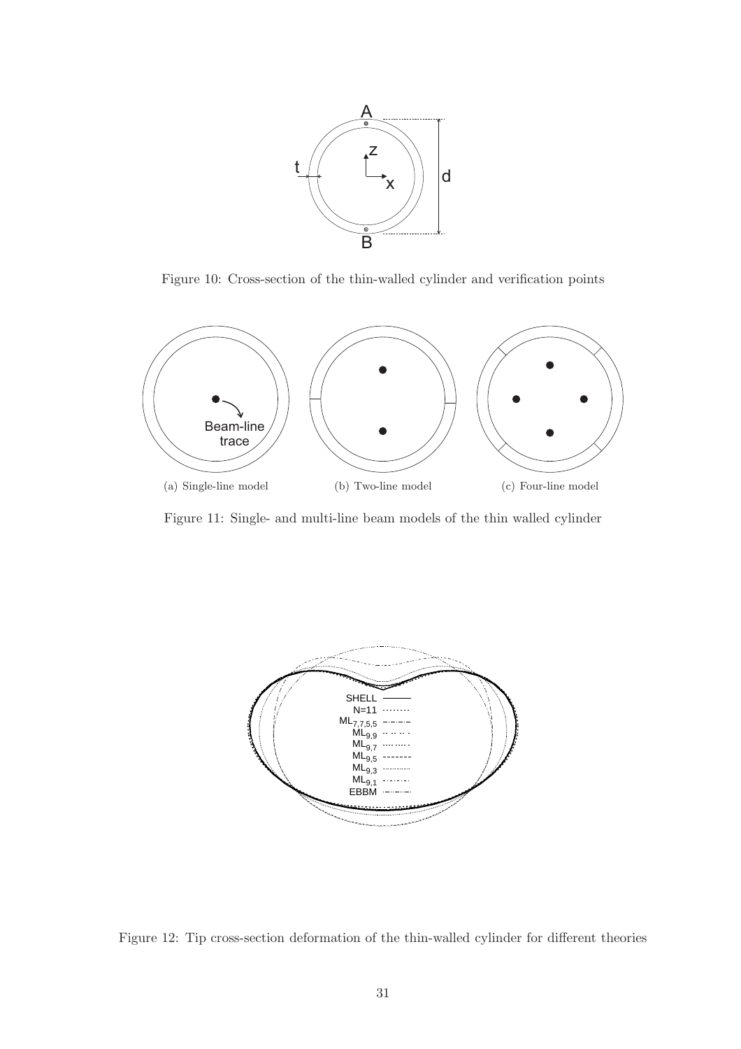Figure 10: Cross-section of the thin-walled cylinder and verification points

(a) Single-line model (b) Two-line model (c) Four-line model

Figure 11: Single- and multi-line beam models of the thin walled cylinder

Figure 12: Tip cross-section deformation of the thin-walled cylinder for different theories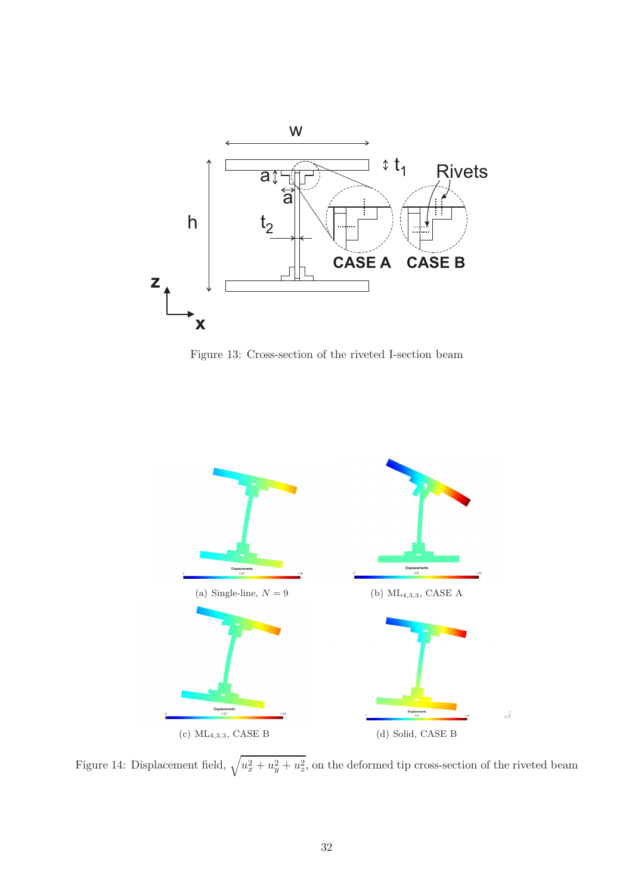w

$\updownarrow t_1$

a

a

h

$t_2$

Rivets

CASE A

CASE B

z

x

Figure 13: Cross-section of the riveted I-section beam

Displacements

0 0.97 1.94

(a) Single-line, $N = 9$

Displacements

0 0.97 1.94

(b) $\mathrm{ML}_{4,3,3}$, CASE A

Displacements

0 0.97 1.94

(c) $\mathrm{ML}_{4,3,3}$, CASE B

Displacements

0 0.97 1.94

(d) Solid, CASE B

Figure 14: Displacement field, $\sqrt{u_x^2 + u_y^2 + u_z^2}$, on the deformed tip cross-section of the riveted beam